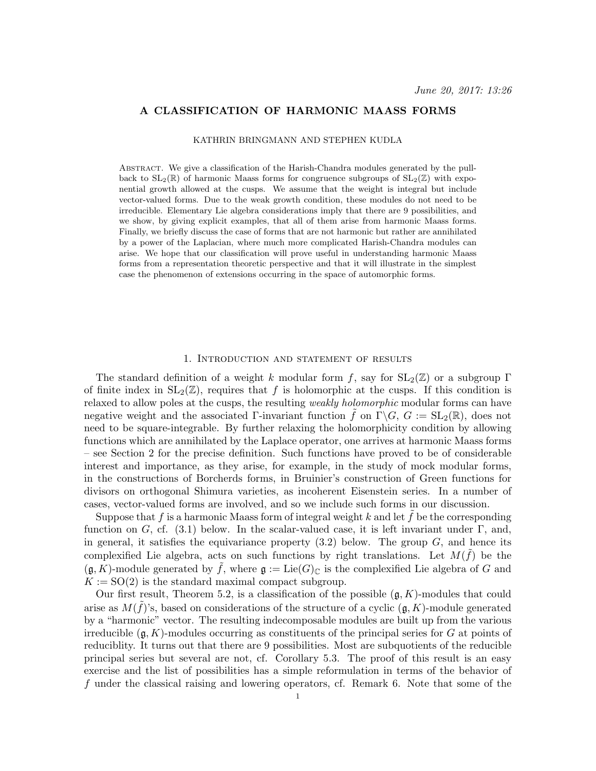June 20, 2017: 13:26

# A CLASSIFICATION OF HARMONIC MAASS FORMS

KATHRIN BRINGMANN AND STEPHEN KUDLA

Abstract. We give a classification of the Harish-Chandra modules generated by the pullback to $\mathrm{SL}_2(\mathbb{R})$ of harmonic Maass forms for congruence subgroups of $\mathrm{SL}_2(\mathbb{Z})$ with exponential growth allowed at the cusps. We assume that the weight is integral but include vector-valued forms. Due to the weak growth condition, these modules do not need to be irreducible. Elementary Lie algebra considerations imply that there are 9 possibilities, and we show, by giving explicit examples, that all of them arise from harmonic Maass forms. Finally, we briefly discuss the case of forms that are not harmonic but rather are annihilated by a power of the Laplacian, where much more complicated Harish-Chandra modules can arise. We hope that our classification will prove useful in understanding harmonic Maass forms from a representation theoretic perspective and that it will illustrate in the simplest case the phenomenon of extensions occurring in the space of automorphic forms.

## 1. Introduction and statement of results

The standard definition of a weight $k$ modular form $f$, say for $\mathrm{SL}_2(\mathbb{Z})$ or a subgroup $\Gamma$ of finite index in $\mathrm{SL}_2(\mathbb{Z})$, requires that $f$ is holomorphic at the cusps. If this condition is relaxed to allow poles at the cusps, the resulting *weakly holomorphic* modular forms can have negative weight and the associated $\Gamma$-invariant function $\tilde{f}$ on $\Gamma\backslash G$, $G := \mathrm{SL}_2(\mathbb{R})$, does not need to be square-integrable. By further relaxing the holomorphicity condition by allowing functions which are annihilated by the Laplace operator, one arrives at harmonic Maass forms – see Section 2 for the precise definition. Such functions have proved to be of considerable interest and importance, as they arise, for example, in the study of mock modular forms, in the constructions of Borcherds forms, in Bruinier's construction of Green functions for divisors on orthogonal Shimura varieties, as incoherent Eisenstein series. In a number of cases, vector-valued forms are involved, and so we include such forms in our discussion.

Suppose that $f$ is a harmonic Maass form of integral weight $k$ and let $\tilde{f}$ be the corresponding function on $G$, cf. (3.1) below. In the scalar-valued case, it is left invariant under $\Gamma$, and, in general, it satisfies the equivariance property (3.2) below. The group $G$, and hence its complexified Lie algebra, acts on such functions by right translations. Let $M(\tilde{f})$ be the $(\mathfrak{g}, K)$-module generated by $\tilde{f}$, where $\mathfrak{g} := \mathrm{Lie}(G)_{\mathbb{C}}$ is the complexified Lie algebra of $G$ and $K := \mathrm{SO}(2)$ is the standard maximal compact subgroup.

Our first result, Theorem 5.2, is a classification of the possible $(\mathfrak{g}, K)$-modules that could arise as $M(\tilde{f})$'s, based on considerations of the structure of a cyclic $(\mathfrak{g}, K)$-module generated by a "harmonic" vector. The resulting indecomposable modules are built up from the various irreducible $(\mathfrak{g}, K)$-modules occurring as constituents of the principal series for $G$ at points of reduciblity. It turns out that there are 9 possibilities. Most are subquotients of the reducible principal series but several are not, cf. Corollary 5.3. The proof of this result is an easy exercise and the list of possibilities has a simple reformulation in terms of the behavior of $f$ under the classical raising and lowering operators, cf. Remark 6. Note that some of the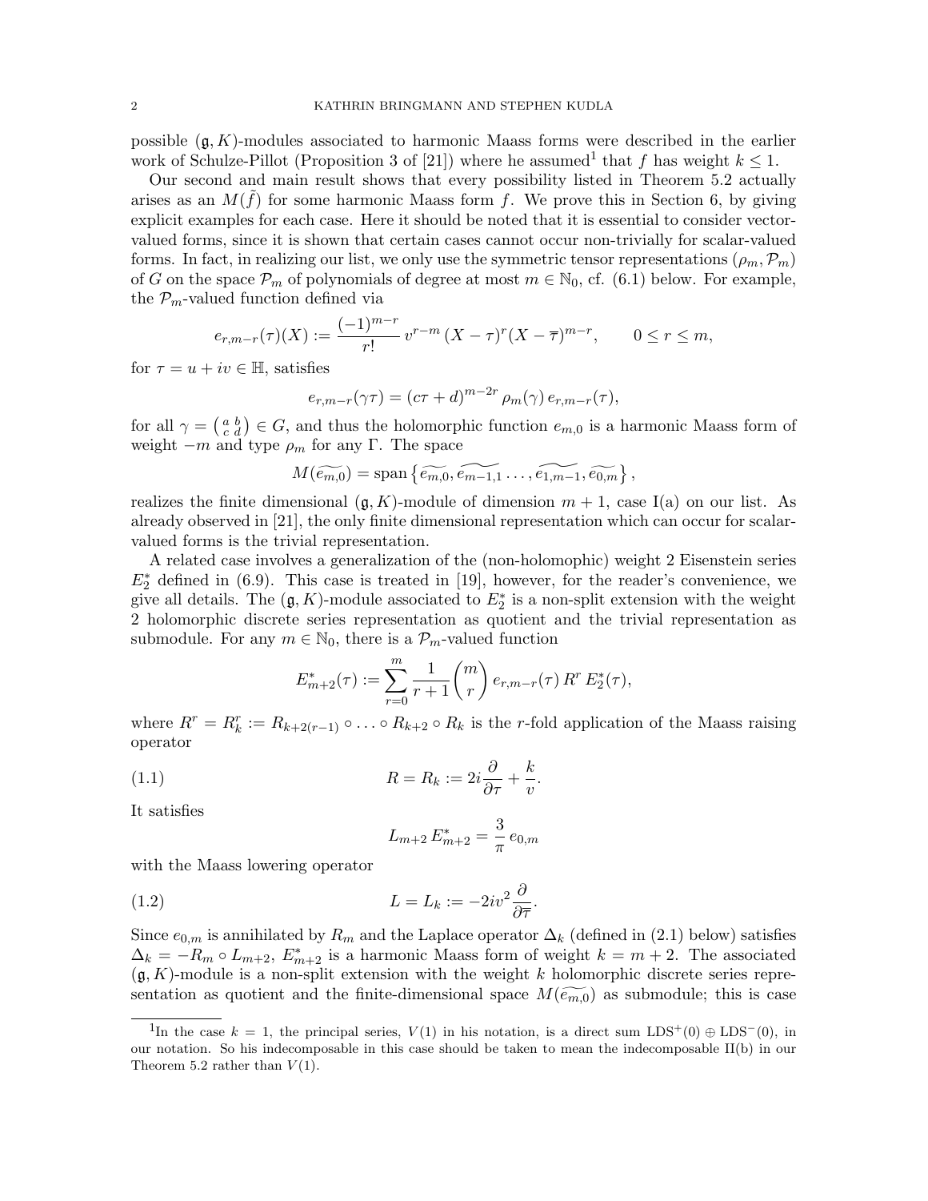possible $(\mathfrak{g}, K)$-modules associated to harmonic Maass forms were described in the earlier work of Schulze-Pillot (Proposition 3 of [21]) where he assumed[1] that $f$ has weight $k \leq 1$.

Our second and main result shows that every possibility listed in Theorem 5.2 actually arises as an $M(\tilde{f})$ for some harmonic Maass form $f$. We prove this in Section 6, by giving explicit examples for each case. Here it should be noted that it is essential to consider vector-valued forms, since it is shown that certain cases cannot occur non-trivially for scalar-valued forms. In fact, in realizing our list, we only use the symmetric tensor representations $(\rho_m, \mathcal{P}_m)$ of $G$ on the space $\mathcal{P}_m$ of polynomials of degree at most $m \in \mathbb{N}_0$, cf. (6.1) below. For example, the $\mathcal{P}_m$-valued function defined via

$$e_{r,m-r}(\tau)(X) := \frac{(-1)^{m-r}}{r!}\, v^{r-m}\, (X-\tau)^r (X-\overline{\tau})^{m-r}, \qquad 0 \leq r \leq m,$$

for $\tau = u + iv \in \mathbb{H}$, satisfies

$$e_{r,m-r}(\gamma\tau) = (c\tau + d)^{m-2r}\, \rho_m(\gamma)\, e_{r,m-r}(\tau),$$

for all $\gamma = \left(\begin{smallmatrix} a & b \\ c & d \end{smallmatrix}\right) \in G$, and thus the holomorphic function $e_{m,0}$ is a harmonic Maass form of weight $-m$ and type $\rho_m$ for any $\Gamma$. The space

$$M(\widetilde{e_{m,0}}) = \operatorname{span}\left\{\widetilde{e_{m,0}}, \widetilde{e_{m-1,1}} \ldots, \widetilde{e_{1,m-1}}, \widetilde{e_{0,m}}\right\},$$

realizes the finite dimensional $(\mathfrak{g}, K)$-module of dimension $m+1$, case I(a) on our list. As already observed in [21], the only finite dimensional representation which can occur for scalar-valued forms is the trivial representation.

A related case involves a generalization of the (non-holomophic) weight 2 Eisenstein series $E_2^*$ defined in (6.9). This case is treated in [19], however, for the reader's convenience, we give all details. The $(\mathfrak{g}, K)$-module associated to $E_2^*$ is a non-split extension with the weight 2 holomorphic discrete series representation as quotient and the trivial representation as submodule. For any $m \in \mathbb{N}_0$, there is a $\mathcal{P}_m$-valued function

$$E_{m+2}^*(\tau) := \sum_{r=0}^{m} \frac{1}{r+1} \binom{m}{r}\, e_{r,m-r}(\tau)\, R^r\, E_2^*(\tau),$$

where $R^r = R_k^r := R_{k+2(r-1)} \circ \ldots \circ R_{k+2} \circ R_k$ is the $r$-fold application of the Maass raising operator

$$R = R_k := 2i\frac{\partial}{\partial \tau} + \frac{k}{v}. \tag{1.1}$$

It satisfies

$$L_{m+2}\, E_{m+2}^* = \frac{3}{\pi}\, e_{0,m}$$

with the Maass lowering operator

$$L = L_k := -2iv^2 \frac{\partial}{\partial \overline{\tau}}. \tag{1.2}$$

Since $e_{0,m}$ is annihilated by $R_m$ and the Laplace operator $\Delta_k$ (defined in (2.1) below) satisfies $\Delta_k = -R_m \circ L_{m+2}$, $E_{m+2}^*$ is a harmonic Maass form of weight $k = m+2$. The associated $(\mathfrak{g}, K)$-module is a non-split extension with the weight $k$ holomorphic discrete series representation as quotient and the finite-dimensional space $M(\widetilde{e_{m,0}})$ as submodule; this is case

---

[1] In the case $k = 1$, the principal series, $V(1)$ in his notation, is a direct sum $\mathrm{LDS}^+(0) \oplus \mathrm{LDS}^-(0)$, in our notation. So his indecomposable in this case should be taken to mean the indecomposable II(b) in our Theorem 5.2 rather than $V(1)$.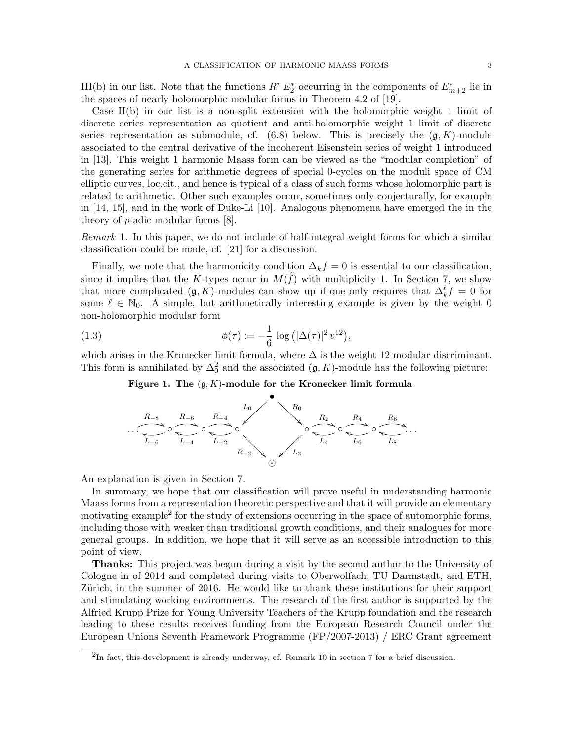III(b) in our list. Note that the functions $R^r E_2^*$ occurring in the components of $E_{m+2}^*$ lie in the spaces of nearly holomorphic modular forms in Theorem 4.2 of [19].

Case II(b) in our list is a non-split extension with the holomorphic weight 1 limit of discrete series representation as quotient and anti-holomorphic weight 1 limit of discrete series representation as submodule, cf. (6.8) below. This is precisely the $(\mathfrak{g}, K)$-module associated to the central derivative of the incoherent Eisenstein series of weight 1 introduced in [13]. This weight 1 harmonic Maass form can be viewed as the "modular completion" of the generating series for arithmetic degrees of special 0-cycles on the moduli space of CM elliptic curves, loc.cit., and hence is typical of a class of such forms whose holomorphic part is related to arithmetic. Other such examples occur, sometimes only conjecturally, for example in [14, 15], and in the work of Duke-Li [10]. Analogous phenomena have emerged the in the theory of $p$-adic modular forms [8].

*Remark* 1. In this paper, we do not include of half-integral weight forms for which a similar classification could be made, cf. [21] for a discussion.

Finally, we note that the harmonicity condition $\Delta_k f = 0$ is essential to our classification, since it implies that the $K$-types occur in $M(\tilde{f})$ with multiplicity 1. In Section 7, we show that more complicated $(\mathfrak{g}, K)$-modules can show up if one only requires that $\Delta_k^\ell f = 0$ for some $\ell \in \mathbb{N}_0$. A simple, but arithmetically interesting example is given by the weight 0 non-holomorphic modular form

$$\phi(\tau) := -\frac{1}{6} \log\left(|\Delta(\tau)|^2 v^{12}\right), \tag{1.3}$$

which arises in the Kronecker limit formula, where $\Delta$ is the weight 12 modular discriminant. This form is annihilated by $\Delta_0^2$ and the associated $(\mathfrak{g}, K)$-module has the following picture:

**Figure 1. The $(\mathfrak{g}, K)$-module for the Kronecker limit formula**

$$\cdots \underset{L_{-6}}{\overset{R_{-8}}{\rightleftarrows}} \circ \underset{L_{-4}}{\overset{R_{-6}}{\rightleftarrows}} \circ \underset{L_{-2}}{\overset{R_{-4}}{\rightleftarrows}} \circ \quad \bullet \quad \circ \underset{L_{4}}{\overset{R_{2}}{\rightleftarrows}} \circ \underset{L_{6}}{\overset{R_{4}}{\rightleftarrows}} \circ \underset{L_{8}}{\overset{R_{6}}{\rightleftarrows}} \cdots$$

(with $L_0$ mapping $\bullet$ to the weight $-2$ node, $R_0$ mapping $\bullet$ to the weight $2$ node, and $R_{-2}$, $L_2$ mapping the weight $-2$ and weight $2$ nodes to $\odot$)

An explanation is given in Section 7.

In summary, we hope that our classification will prove useful in understanding harmonic Maass forms from a representation theoretic perspective and that it will provide an elementary motivating example[2] for the study of extensions occurring in the space of automorphic forms, including those with weaker than traditional growth conditions, and their analogues for more general groups. In addition, we hope that it will serve as an accessible introduction to this point of view.

**Thanks:** This project was begun during a visit by the second author to the University of Cologne in of 2014 and completed during visits to Oberwolfach, TU Darmstadt, and ETH, Zürich, in the summer of 2016. He would like to thank these institutions for their support and stimulating working environments. The research of the first author is supported by the Alfried Krupp Prize for Young University Teachers of the Krupp foundation and the research leading to these results receives funding from the European Research Council under the European Unions Seventh Framework Programme (FP/2007-2013) / ERC Grant agreement

[2] In fact, this development is already underway, cf. Remark 10 in section 7 for a brief discussion.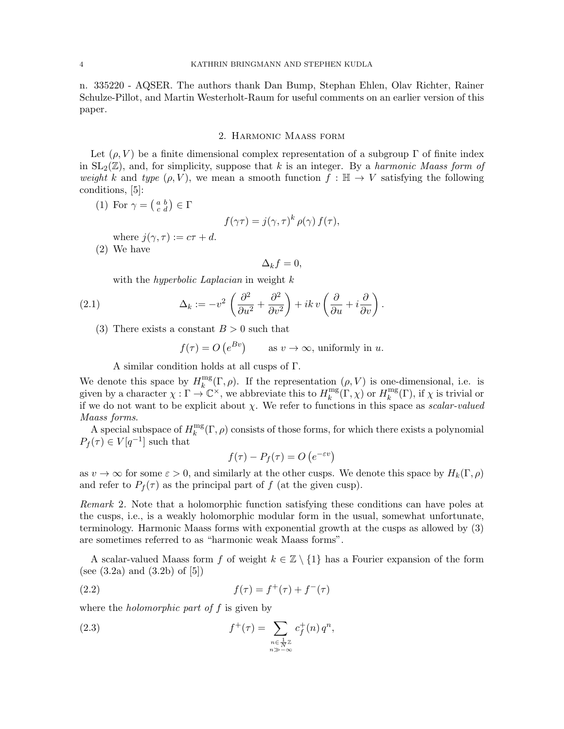n. 335220 - AQSER. The authors thank Dan Bump, Stephan Ehlen, Olav Richter, Rainer Schulze-Pillot, and Martin Westerholt-Raum for useful comments on an earlier version of this paper.

## 2. Harmonic Maass form

Let $(\rho, V)$ be a finite dimensional complex representation of a subgroup $\Gamma$ of finite index in $\mathrm{SL}_2(\mathbb{Z})$, and, for simplicity, suppose that $k$ is an integer. By a *harmonic Maass form of weight* $k$ and *type* $(\rho, V)$, we mean a smooth function $f : \mathbb{H} \to V$ satisfying the following conditions, [5]:

(1) For $\gamma = \left(\begin{smallmatrix} a & b \\ c & d \end{smallmatrix}\right) \in \Gamma$

$$f(\gamma\tau) = j(\gamma, \tau)^k \, \rho(\gamma) \, f(\tau),$$

where $j(\gamma, \tau) := c\tau + d$.

(2) We have

$$\Delta_k f = 0,$$

with the *hyperbolic Laplacian* in weight $k$

$$\Delta_k := -v^2 \left( \frac{\partial^2}{\partial u^2} + \frac{\partial^2}{\partial v^2} \right) + ik \, v \left( \frac{\partial}{\partial u} + i \frac{\partial}{\partial v} \right). \tag{2.1}$$

(3) There exists a constant $B > 0$ such that

$$f(\tau) = O\left(e^{Bv}\right) \qquad \text{as } v \to \infty, \text{ uniformly in } u.$$

A similar condition holds at all cusps of $\Gamma$.

We denote this space by $H_k^{\mathrm{mg}}(\Gamma, \rho)$. If the representation $(\rho, V)$ is one-dimensional, i.e. is given by a character $\chi : \Gamma \to \mathbb{C}^\times$, we abbreviate this to $H_k^{\mathrm{mg}}(\Gamma, \chi)$ or $H_k^{\mathrm{mg}}(\Gamma)$, if $\chi$ is trivial or if we do not want to be explicit about $\chi$. We refer to functions in this space as *scalar-valued Maass forms*.

A special subspace of $H_k^{\mathrm{mg}}(\Gamma, \rho)$ consists of those forms, for which there exists a polynomial $P_f(\tau) \in V[q^{-1}]$ such that

$$f(\tau) - P_f(\tau) = O\left(e^{-\varepsilon v}\right)$$

as $v \to \infty$ for some $\varepsilon > 0$, and similarly at the other cusps. We denote this space by $H_k(\Gamma, \rho)$ and refer to $P_f(\tau)$ as the principal part of $f$ (at the given cusp).

*Remark* 2. Note that a holomorphic function satisfying these conditions can have poles at the cusps, i.e., is a weakly holomorphic modular form in the usual, somewhat unfortunate, terminology. Harmonic Maass forms with exponential growth at the cusps as allowed by (3) are sometimes referred to as "harmonic weak Maass forms".

A scalar-valued Maass form $f$ of weight $k \in \mathbb{Z} \setminus \{1\}$ has a Fourier expansion of the form (see (3.2a) and (3.2b) of [5])

$$f(\tau) = f^+(\tau) + f^-(\tau) \tag{2.2}$$

where the *holomorphic part of* $f$ is given by

$$f^+(\tau) = \sum_{\substack{n \in \frac{1}{N}\mathbb{Z} \\ n \gg -\infty}} c_f^+(n) \, q^n, \tag{2.3}$$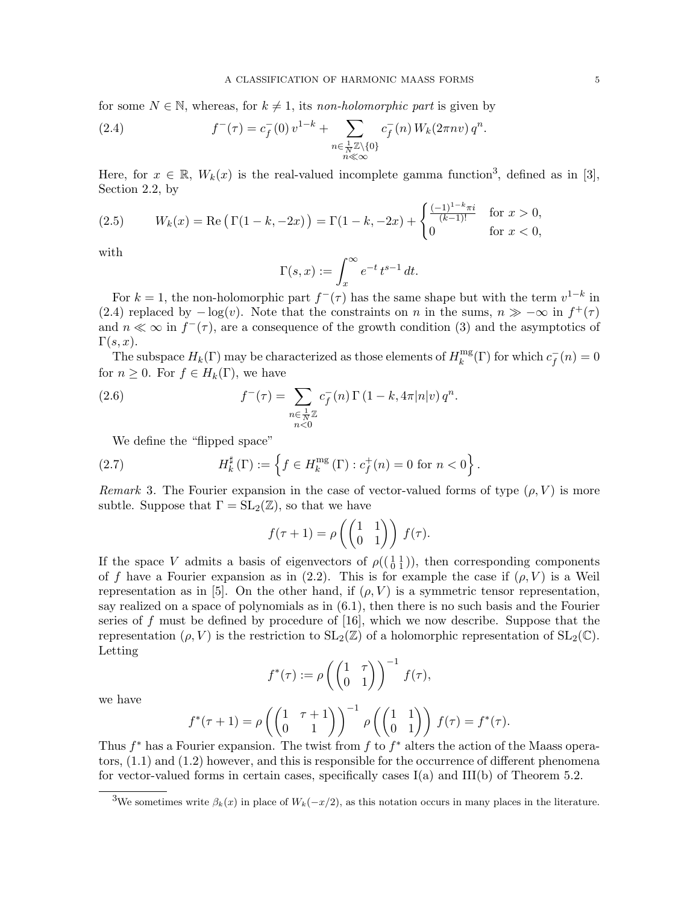for some $N \in \mathbb{N}$, whereas, for $k \neq 1$, its *non-holomorphic part* is given by

$$f^-(\tau) = c_f^-(0)\, v^{1-k} + \sum_{\substack{n \in \frac{1}{N}\mathbb{Z}\setminus\{0\} \\ n \ll \infty}} c_f^-(n)\, W_k(2\pi n v)\, q^n. \tag{2.4}$$

Here, for $x \in \mathbb{R}$, $W_k(x)$ is the real-valued incomplete gamma function[3], defined as in [3], Section 2.2, by

$$W_k(x) = \operatorname{Re}\big(\Gamma(1-k,-2x)\big) = \Gamma(1-k,-2x) + \begin{cases} \frac{(-1)^{1-k}\pi i}{(k-1)!} & \text{for } x > 0, \\ 0 & \text{for } x < 0, \end{cases} \tag{2.5}$$

with

$$\Gamma(s,x) := \int_x^\infty e^{-t}\, t^{s-1}\, dt.$$

For $k = 1$, the non-holomorphic part $f^-(\tau)$ has the same shape but with the term $v^{1-k}$ in (2.4) replaced by $-\log(v)$. Note that the constraints on $n$ in the sums, $n \gg -\infty$ in $f^+(\tau)$ and $n \ll \infty$ in $f^-(\tau)$, are a consequence of the growth condition (3) and the asymptotics of $\Gamma(s,x)$.

The subspace $H_k(\Gamma)$ may be characterized as those elements of $H_k^{\mathrm{mg}}(\Gamma)$ for which $c_f^-(n) = 0$ for $n \geq 0$. For $f \in H_k(\Gamma)$, we have

$$f^-(\tau) = \sum_{\substack{n \in \frac{1}{N}\mathbb{Z} \\ n < 0}} c_f^-(n)\, \Gamma\left(1-k, 4\pi|n|v\right) q^n. \tag{2.6}$$

We define the "flipped space"

$$H_k^\sharp(\Gamma) := \left\{ f \in H_k^{\mathrm{mg}}(\Gamma) : c_f^+(n) = 0 \text{ for } n < 0 \right\}. \tag{2.7}$$

*Remark* 3. The Fourier expansion in the case of vector-valued forms of type $(\rho, V)$ is more subtle. Suppose that $\Gamma = \mathrm{SL}_2(\mathbb{Z})$, so that we have

$$f(\tau+1) = \rho\left(\begin{pmatrix} 1 & 1 \\ 0 & 1 \end{pmatrix}\right) f(\tau).$$

If the space $V$ admits a basis of eigenvectors of $\rho(\left(\begin{smallmatrix} 1 & 1 \\ 0 & 1 \end{smallmatrix}\right))$, then corresponding components of $f$ have a Fourier expansion as in (2.2). This is for example the case if $(\rho, V)$ is a Weil representation as in [5]. On the other hand, if $(\rho, V)$ is a symmetric tensor representation, say realized on a space of polynomials as in (6.1), then there is no such basis and the Fourier series of $f$ must be defined by procedure of [16], which we now describe. Suppose that the representation $(\rho, V)$ is the restriction to $\mathrm{SL}_2(\mathbb{Z})$ of a holomorphic representation of $\mathrm{SL}_2(\mathbb{C})$. Letting

$$f^*(\tau) := \rho\left(\begin{pmatrix} 1 & \tau \\ 0 & 1 \end{pmatrix}\right)^{-1} f(\tau),$$

we have

$$f^*(\tau+1) = \rho\left(\begin{pmatrix} 1 & \tau+1 \\ 0 & 1 \end{pmatrix}\right)^{-1} \rho\left(\begin{pmatrix} 1 & 1 \\ 0 & 1 \end{pmatrix}\right) f(\tau) = f^*(\tau).$$

Thus $f^*$ has a Fourier expansion. The twist from $f$ to $f^*$ alters the action of the Maass operators, (1.1) and (1.2) however, and this is responsible for the occurrence of different phenomena for vector-valued forms in certain cases, specifically cases I(a) and III(b) of Theorem 5.2.

[3] We sometimes write $\beta_k(x)$ in place of $W_k(-x/2)$, as this notation occurs in many places in the literature.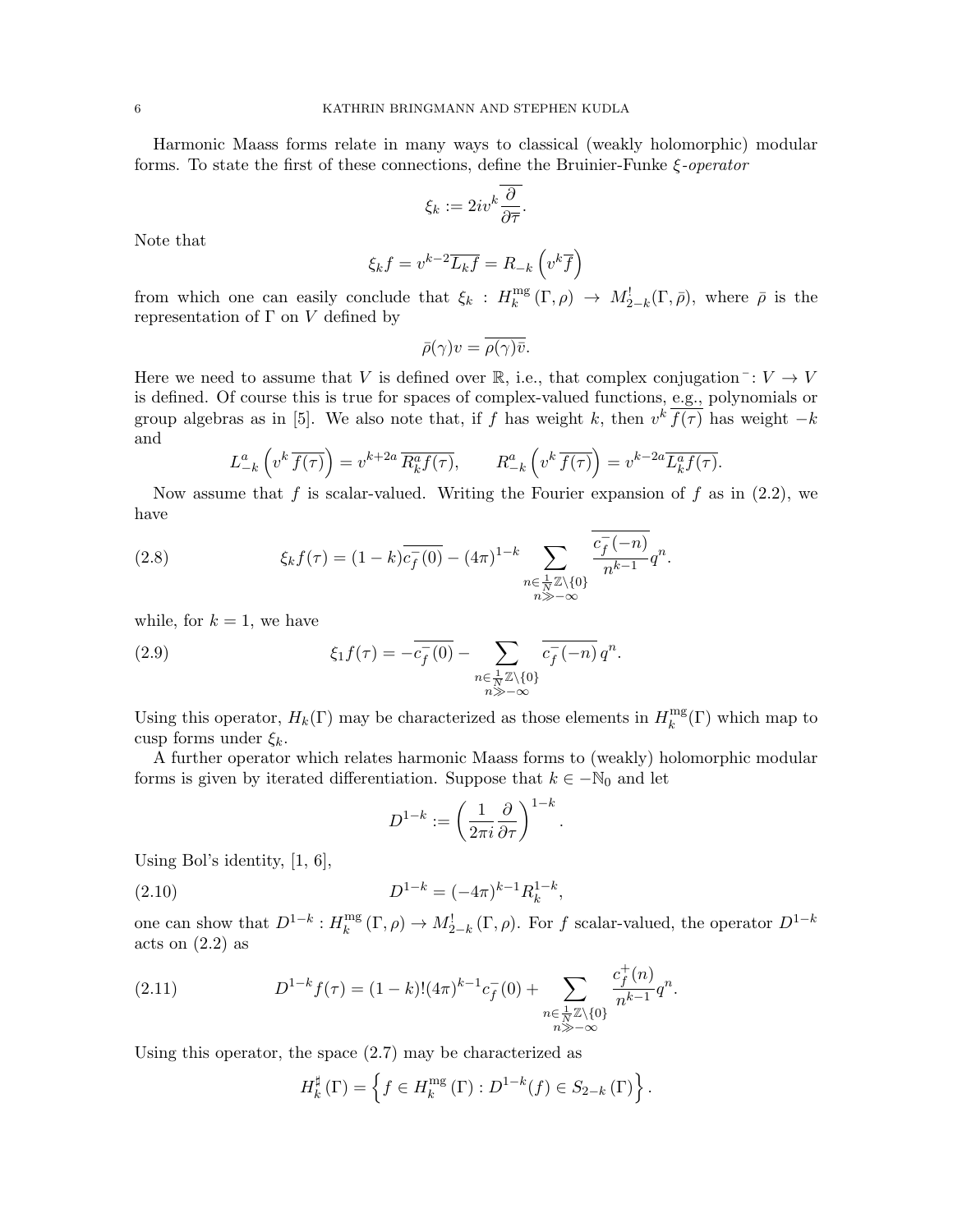Harmonic Maass forms relate in many ways to classical (weakly holomorphic) modular forms. To state the first of these connections, define the Bruinier-Funke *$\xi$-operator*

$$\xi_k := 2iv^k \overline{\frac{\partial}{\partial \overline{\tau}}}.$$

Note that

$$\xi_k f = v^{k-2}\overline{L_k f} = R_{-k}\left(v^k \overline{f}\right)$$

from which one can easily conclude that $\xi_k : H_k^{\mathrm{mg}}(\Gamma,\rho) \to M_{2-k}^!(\Gamma,\bar{\rho})$, where $\bar{\rho}$ is the representation of $\Gamma$ on $V$ defined by

$$\bar{\rho}(\gamma)v = \overline{\rho(\gamma)\bar{v}}.$$

Here we need to assume that $V$ is defined over $\mathbb{R}$, i.e., that complex conjugation $^-\colon V \to V$ is defined. Of course this is true for spaces of complex-valued functions, e.g., polynomials or group algebras as in [5]. We also note that, if $f$ has weight $k$, then $v^k\,\overline{f(\tau)}$ has weight $-k$ and

$$L_{-k}^a\left(v^k\,\overline{f(\tau)}\right) = v^{k+2a}\,\overline{R_k^a f(\tau)}, \qquad R_{-k}^a\left(v^k\,\overline{f(\tau)}\right) = v^{k-2a}\overline{L_k^a f(\tau)}.$$

Now assume that $f$ is scalar-valued. Writing the Fourier expansion of $f$ as in (2.2), we have

$$\xi_k f(\tau) = (1-k)\overline{c_f^-(0)} - (4\pi)^{1-k} \sum_{\substack{n\in\frac{1}{N}\mathbb{Z}\setminus\{0\}\\ n\gg-\infty}} \frac{\overline{c_f^-(-n)}}{n^{k-1}} q^n. \tag{2.8}$$

while, for $k=1$, we have

$$\xi_1 f(\tau) = -\overline{c_f^-(0)} - \sum_{\substack{n\in\frac{1}{N}\mathbb{Z}\setminus\{0\}\\ n\gg-\infty}} \overline{c_f^-(-n)}\, q^n. \tag{2.9}$$

Using this operator, $H_k(\Gamma)$ may be characterized as those elements in $H_k^{\mathrm{mg}}(\Gamma)$ which map to cusp forms under $\xi_k$.

A further operator which relates harmonic Maass forms to (weakly) holomorphic modular forms is given by iterated differentiation. Suppose that $k \in -\mathbb{N}_0$ and let

$$D^{1-k} := \left(\frac{1}{2\pi i}\frac{\partial}{\partial\tau}\right)^{1-k}.$$

Using Bol's identity, [1, 6],

$$D^{1-k} = (-4\pi)^{k-1} R_k^{1-k}, \tag{2.10}$$

one can show that $D^{1-k} : H_k^{\mathrm{mg}}(\Gamma,\rho) \to M_{2-k}^!(\Gamma,\rho)$. For $f$ scalar-valued, the operator $D^{1-k}$ acts on (2.2) as

$$D^{1-k} f(\tau) = (1-k)!(4\pi)^{k-1} c_f^-(0) + \sum_{\substack{n\in\frac{1}{N}\mathbb{Z}\setminus\{0\}\\ n\gg-\infty}} \frac{c_f^+(n)}{n^{k-1}} q^n. \tag{2.11}$$

Using this operator, the space (2.7) may be characterized as

$$H_k^{\sharp}(\Gamma) = \left\{ f \in H_k^{\mathrm{mg}}(\Gamma) : D^{1-k}(f) \in S_{2-k}(\Gamma) \right\}.$$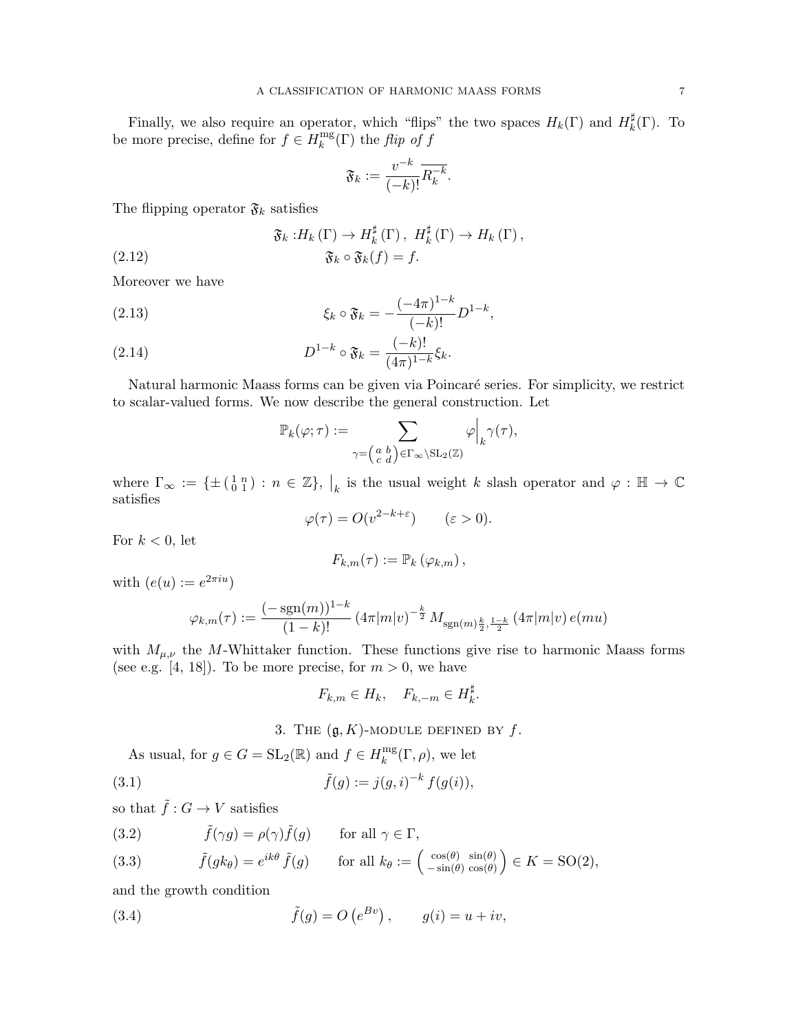Finally, we also require an operator, which "flips" the two spaces $H_k(\Gamma)$ and $H_k^\sharp(\Gamma)$. To be more precise, define for $f \in H_k^{\mathrm{mg}}(\Gamma)$ the *flip of f*

$$\mathfrak{F}_k := \frac{v^{-k}}{(-k)!}\overline{R_k^{-k}}.$$

The flipping operator $\mathfrak{F}_k$ satisfies

$$\begin{aligned}
\mathfrak{F}_k :& H_k(\Gamma) \to H_k^\sharp(\Gamma),\ H_k^\sharp(\Gamma) \to H_k(\Gamma), \\
&\mathfrak{F}_k \circ \mathfrak{F}_k(f) = f.
\end{aligned} \tag{2.12}$$

Moreover we have

$$\xi_k \circ \mathfrak{F}_k = -\frac{(-4\pi)^{1-k}}{(-k)!} D^{1-k}, \tag{2.13}$$

$$D^{1-k} \circ \mathfrak{F}_k = \frac{(-k)!}{(4\pi)^{1-k}} \xi_k. \tag{2.14}$$

Natural harmonic Maass forms can be given via Poincaré series. For simplicity, we restrict to scalar-valued forms. We now describe the general construction. Let

$$\mathbb{P}_k(\varphi;\tau) := \sum_{\gamma = \left(\begin{smallmatrix} a & b \\ c & d \end{smallmatrix}\right) \in \Gamma_\infty \backslash \mathrm{SL}_2(\mathbb{Z})} \varphi\Big|_k \gamma(\tau),$$

where $\Gamma_\infty := \{\pm \left(\begin{smallmatrix} 1 & n \\ 0 & 1 \end{smallmatrix}\right) : n \in \mathbb{Z}\}$, $\big|_k$ is the usual weight $k$ slash operator and $\varphi : \mathbb{H} \to \mathbb{C}$ satisfies

$$\varphi(\tau) = O(v^{2-k+\varepsilon}) \qquad (\varepsilon > 0).$$

For $k < 0$, let

$$F_{k,m}(\tau) := \mathbb{P}_k(\varphi_{k,m}),$$

with ($e(u) := e^{2\pi i u}$)

$$\varphi_{k,m}(\tau) := \frac{(-\operatorname{sgn}(m))^{1-k}}{(1-k)!} (4\pi|m|v)^{-\frac{k}{2}} M_{\operatorname{sgn}(m)\frac{k}{2},\frac{1-k}{2}}(4\pi|m|v)\, e(mu)$$

with $M_{\mu,\nu}$ the $M$-Whittaker function. These functions give rise to harmonic Maass forms (see e.g. [4, 18]). To be more precise, for $m > 0$, we have

$$F_{k,m} \in H_k, \quad F_{k,-m} \in H_k^\sharp.$$

## 3. The $(\mathfrak{g}, K)$-module defined by $f$.

As usual, for $g \in G = \mathrm{SL}_2(\mathbb{R})$ and $f \in H_k^{\mathrm{mg}}(\Gamma, \rho)$, we let

$$\tilde{f}(g) := j(g,i)^{-k} f(g(i)), \tag{3.1}$$

so that $\tilde{f} : G \to V$ satisfies

$$\tilde{f}(\gamma g) = \rho(\gamma)\tilde{f}(g) \qquad \text{for all } \gamma \in \Gamma, \tag{3.2}$$

$$\tilde{f}(g k_\theta) = e^{ik\theta}\, \tilde{f}(g) \qquad \text{for all } k_\theta := \begin{pmatrix} \cos(\theta) & \sin(\theta) \\ -\sin(\theta) & \cos(\theta) \end{pmatrix} \in K = \mathrm{SO}(2), \tag{3.3}$$

and the growth condition

$$\tilde{f}(g) = O\left(e^{Bv}\right), \qquad g(i) = u + iv, \tag{3.4}$$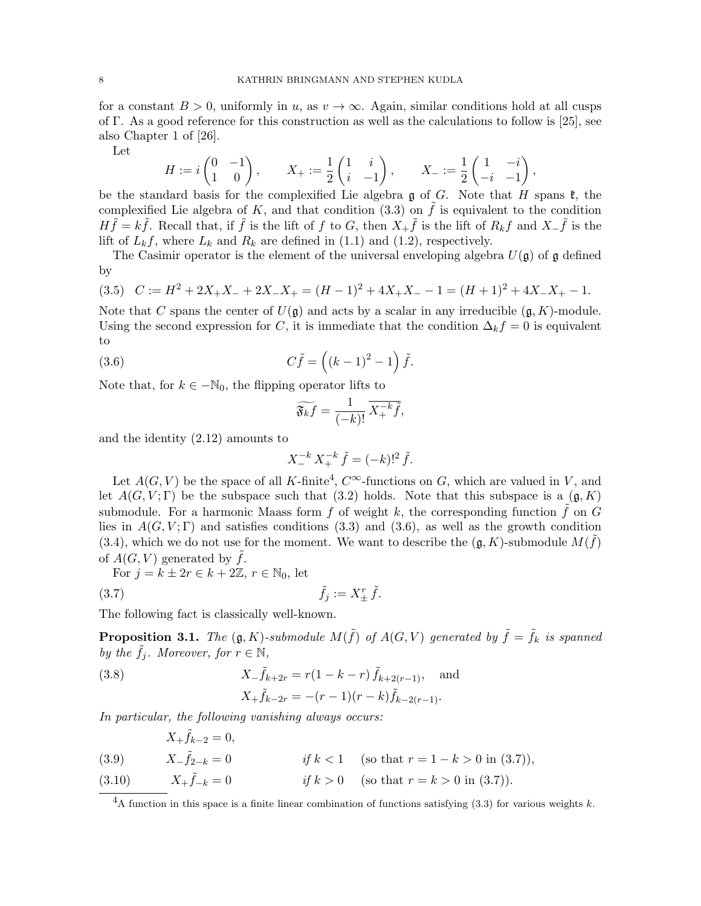for a constant $B > 0$, uniformly in $u$, as $v \to \infty$. Again, similar conditions hold at all cusps of $\Gamma$. As a good reference for this construction as well as the calculations to follow is [25], see also Chapter 1 of [26].

Let

$$H := i\begin{pmatrix} 0 & -1 \\ 1 & 0 \end{pmatrix}, \qquad X_+ := \frac{1}{2}\begin{pmatrix} 1 & i \\ i & -1 \end{pmatrix}, \qquad X_- := \frac{1}{2}\begin{pmatrix} 1 & -i \\ -i & -1 \end{pmatrix},$$

be the standard basis for the complexified Lie algebra $\mathfrak{g}$ of $G$. Note that $H$ spans $\mathfrak{k}$, the complexified Lie algebra of $K$, and that condition (3.3) on $\tilde{f}$ is equivalent to the condition $H\tilde{f} = k\tilde{f}$. Recall that, if $\tilde{f}$ is the lift of $f$ to $G$, then $X_+\tilde{f}$ is the lift of $R_k f$ and $X_-\tilde{f}$ is the lift of $L_k f$, where $L_k$ and $R_k$ are defined in (1.1) and (1.2), respectively.

The Casimir operator is the element of the universal enveloping algebra $U(\mathfrak{g})$ of $\mathfrak{g}$ defined by

$$C := H^2 + 2X_+X_- + 2X_-X_+ = (H-1)^2 + 4X_+X_- - 1 = (H+1)^2 + 4X_-X_+ - 1. \tag{3.5}$$

Note that $C$ spans the center of $U(\mathfrak{g})$ and acts by a scalar in any irreducible $(\mathfrak{g}, K)$-module. Using the second expression for $C$, it is immediate that the condition $\Delta_k f = 0$ is equivalent to

$$C\tilde{f} = \left((k-1)^2 - 1\right)\tilde{f}. \tag{3.6}$$

Note that, for $k \in -\mathbb{N}_0$, the flipping operator lifts to

$$\widetilde{\mathfrak{F}_k f} = \frac{1}{(-k)!}\,\overline{X_+^{-k}\tilde{f}},$$

and the identity (2.12) amounts to

$$X_-^{-k}\,X_+^{-k}\,\tilde{f} = (-k)!^2\,\tilde{f}.$$

Let $A(G,V)$ be the space of all $K$-finite[4], $C^\infty$-functions on $G$, which are valued in $V$, and let $A(G,V;\Gamma)$ be the subspace such that (3.2) holds. Note that this subspace is a $(\mathfrak{g}, K)$ submodule. For a harmonic Maass form $f$ of weight $k$, the corresponding function $\tilde{f}$ on $G$ lies in $A(G,V;\Gamma)$ and satisfies conditions (3.3) and (3.6), as well as the growth condition (3.4), which we do not use for the moment. We want to describe the $(\mathfrak{g}, K)$-submodule $M(\tilde{f})$ of $A(G,V)$ generated by $\tilde{f}$.

For $j = k \pm 2r \in k + 2\mathbb{Z}$, $r \in \mathbb{N}_0$, let

$$\tilde{f}_j := X_\pm^r\,\tilde{f}. \tag{3.7}$$

The following fact is classically well-known.

**Proposition 3.1.** *The $(\mathfrak{g}, K)$-submodule $M(\tilde{f})$ of $A(G,V)$ generated by $\tilde{f} = \tilde{f}_k$ is spanned by the $\tilde{f}_j$. Moreover, for $r \in \mathbb{N}$,*

$$\begin{aligned} X_-\tilde{f}_{k+2r} &= r(1-k-r)\,\tilde{f}_{k+2(r-1)}, \quad \text{and} \\ X_+\tilde{f}_{k-2r} &= -(r-1)(r-k)\tilde{f}_{k-2(r-1)}. \end{aligned} \tag{3.8}$$

*In particular, the following vanishing always occurs:*

$$X_+\tilde{f}_{k-2} = 0,$$

$$X_-\tilde{f}_{2-k} = 0 \qquad \textit{if } k < 1 \quad (\text{so that } r = 1-k > 0 \text{ in (3.7)}), \tag{3.9}$$

$$X_+\tilde{f}_{-k} = 0 \qquad \textit{if } k > 0 \quad (\text{so that } r = k > 0 \text{ in (3.7)}). \tag{3.10}$$

---

[4] A function in this space is a finite linear combination of functions satisfying (3.3) for various weights $k$.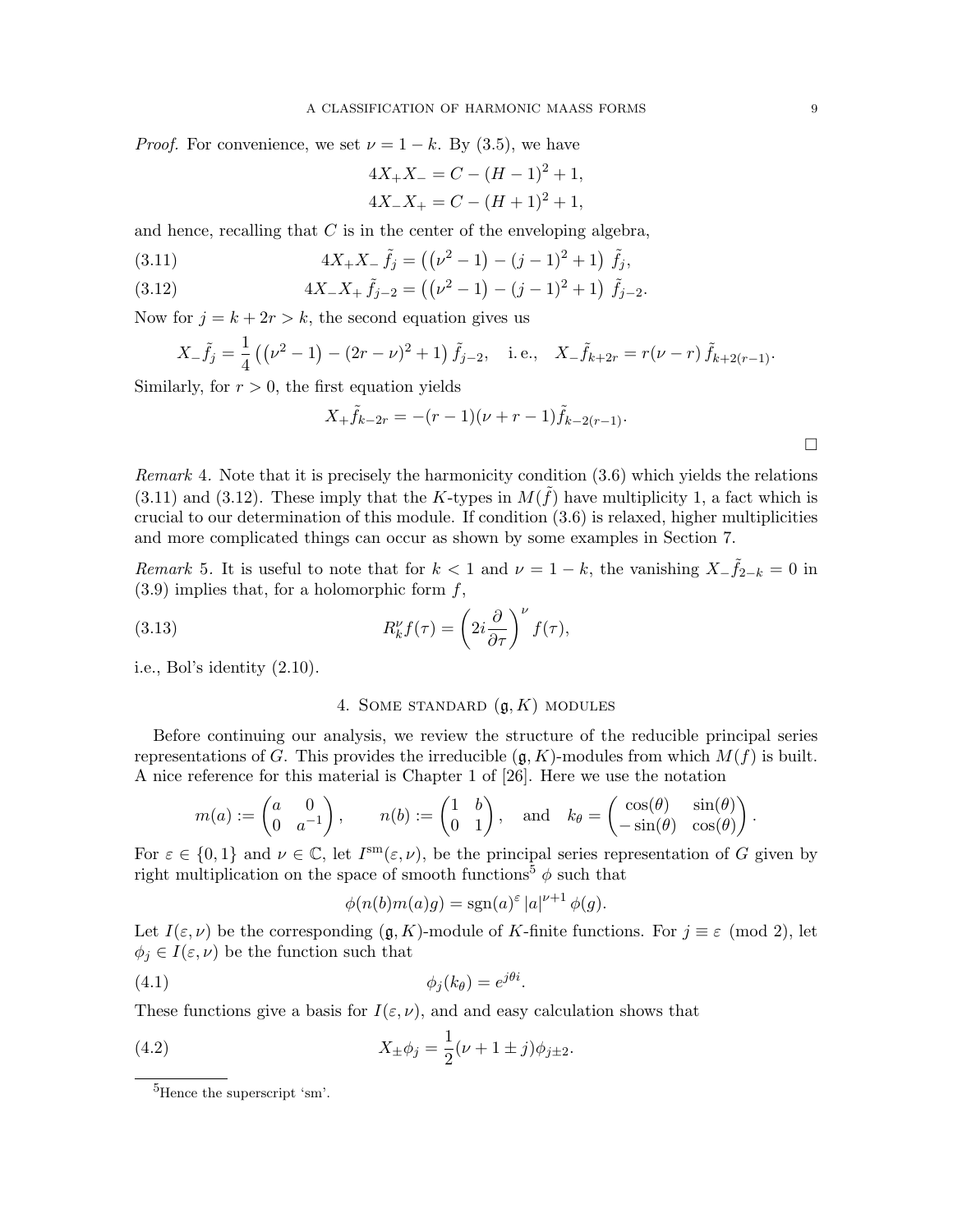*Proof.* For convenience, we set $\nu = 1-k$. By (3.5), we have

$$4X_+X_- = C - (H-1)^2 + 1,$$
$$4X_-X_+ = C - (H+1)^2 + 1,$$

and hence, recalling that $C$ is in the center of the enveloping algebra,

$$4X_+X_-\,\tilde{f}_j = \left(\left(\nu^2-1\right) - (j-1)^2 + 1\right)\,\tilde{f}_j, \tag{3.11}$$

$$4X_-X_+\,\tilde{f}_{j-2} = \left(\left(\nu^2-1\right) - (j-1)^2 + 1\right)\,\tilde{f}_{j-2}. \tag{3.12}$$

Now for $j = k+2r > k$, the second equation gives us

$$X_-\tilde{f}_j = \frac{1}{4}\left(\left(\nu^2-1\right) - (2r-\nu)^2 + 1\right)\tilde{f}_{j-2}, \quad \text{i.e.,} \quad X_-\tilde{f}_{k+2r} = r(\nu-r)\,\tilde{f}_{k+2(r-1)}.$$

Similarly, for $r > 0$, the first equation yields

$$X_+\tilde{f}_{k-2r} = -(r-1)(\nu+r-1)\tilde{f}_{k-2(r-1)}.$$

□

*Remark* 4. Note that it is precisely the harmonicity condition (3.6) which yields the relations (3.11) and (3.12). These imply that the $K$-types in $M(\tilde{f})$ have multiplicity 1, a fact which is crucial to our determination of this module. If condition (3.6) is relaxed, higher multiplicities and more complicated things can occur as shown by some examples in Section 7.

*Remark* 5. It is useful to note that for $k < 1$ and $\nu = 1-k$, the vanishing $X_-\tilde{f}_{2-k} = 0$ in (3.9) implies that, for a holomorphic form $f$,

$$R_k^\nu f(\tau) = \left(2i\frac{\partial}{\partial\tau}\right)^\nu f(\tau), \tag{3.13}$$

i.e., Bol's identity (2.10).

## 4. Some standard $(\mathfrak{g}, K)$ modules

Before continuing our analysis, we review the structure of the reducible principal series representations of $G$. This provides the irreducible $(\mathfrak{g}, K)$-modules from which $M(f)$ is built. A nice reference for this material is Chapter 1 of [26]. Here we use the notation

$$m(a) := \begin{pmatrix} a & 0 \\ 0 & a^{-1} \end{pmatrix}, \qquad n(b) := \begin{pmatrix} 1 & b \\ 0 & 1 \end{pmatrix}, \quad \text{and} \quad k_\theta = \begin{pmatrix} \cos(\theta) & \sin(\theta) \\ -\sin(\theta) & \cos(\theta) \end{pmatrix}.$$

For $\varepsilon \in \{0,1\}$ and $\nu \in \mathbb{C}$, let $I^{\mathrm{sm}}(\varepsilon, \nu)$, be the principal series representation of $G$ given by right multiplication on the space of smooth functions[5] $\phi$ such that

$$\phi(n(b)m(a)g) = \operatorname{sgn}(a)^\varepsilon\,|a|^{\nu+1}\,\phi(g).$$

Let $I(\varepsilon, \nu)$ be the corresponding $(\mathfrak{g}, K)$-module of $K$-finite functions. For $j \equiv \varepsilon \pmod 2$, let $\phi_j \in I(\varepsilon, \nu)$ be the function such that

$$\phi_j(k_\theta) = e^{j\theta i}. \tag{4.1}$$

These functions give a basis for $I(\varepsilon, \nu)$, and and easy calculation shows that

$$X_\pm\phi_j = \frac{1}{2}(\nu + 1 \pm j)\phi_{j\pm 2}. \tag{4.2}$$

[5] Hence the superscript 'sm'.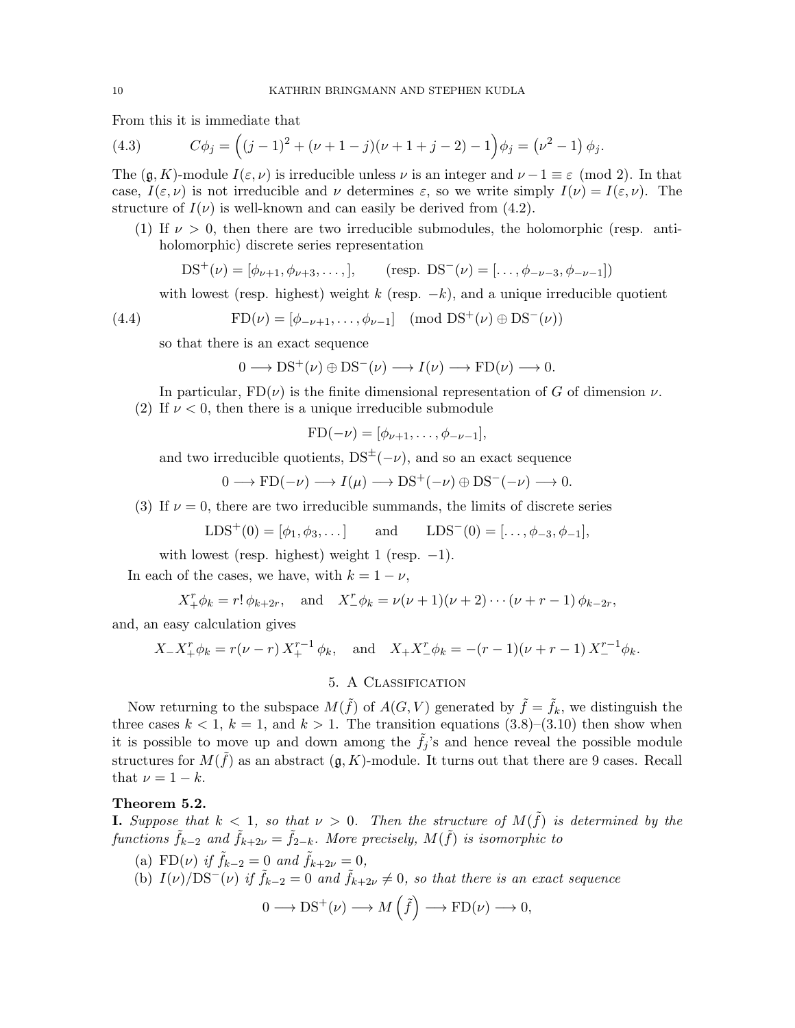From this it is immediate that

$$C\phi_j = \Big((j-1)^2 + (\nu+1-j)(\nu+1+j-2) - 1\Big)\phi_j = \left(\nu^2 - 1\right)\phi_j. \tag{4.3}$$

The $(\mathfrak{g}, K)$-module $I(\varepsilon, \nu)$ is irreducible unless $\nu$ is an integer and $\nu - 1 \equiv \varepsilon \pmod 2$. In that case, $I(\varepsilon, \nu)$ is not irreducible and $\nu$ determines $\varepsilon$, so we write simply $I(\nu) = I(\varepsilon, \nu)$. The structure of $I(\nu)$ is well-known and can easily be derived from (4.2).

(1) If $\nu > 0$, then there are two irreducible submodules, the holomorphic (resp. anti-holomorphic) discrete series representation

$$\mathrm{DS}^+(\nu) = [\phi_{\nu+1}, \phi_{\nu+3}, \dots,], \qquad (\text{resp. } \mathrm{DS}^-(\nu) = [\dots, \phi_{-\nu-3}, \phi_{-\nu-1}])$$

with lowest (resp. highest) weight $k$ (resp. $-k$), and a unique irreducible quotient

$$\mathrm{FD}(\nu) = [\phi_{-\nu+1}, \dots, \phi_{\nu-1}] \pmod{\mathrm{DS}^+(\nu) \oplus \mathrm{DS}^-(\nu)} \tag{4.4}$$

so that there is an exact sequence

$$0 \longrightarrow \mathrm{DS}^+(\nu) \oplus \mathrm{DS}^-(\nu) \longrightarrow I(\nu) \longrightarrow \mathrm{FD}(\nu) \longrightarrow 0.$$

In particular, $\mathrm{FD}(\nu)$ is the finite dimensional representation of $G$ of dimension $\nu$.

(2) If $\nu < 0$, then there is a unique irreducible submodule

$$\mathrm{FD}(-\nu) = [\phi_{\nu+1}, \dots, \phi_{-\nu-1}],$$

and two irreducible quotients, $\mathrm{DS}^{\pm}(-\nu)$, and so an exact sequence

$$0 \longrightarrow \mathrm{FD}(-\nu) \longrightarrow I(\mu) \longrightarrow \mathrm{DS}^+(-\nu) \oplus \mathrm{DS}^-(-\nu) \longrightarrow 0.$$

(3) If $\nu = 0$, there are two irreducible summands, the limits of discrete series

$$\mathrm{LDS}^+(0) = [\phi_1, \phi_3, \dots] \qquad \text{and} \qquad \mathrm{LDS}^-(0) = [\dots, \phi_{-3}, \phi_{-1}],$$

with lowest (resp. highest) weight 1 (resp. $-1$).

In each of the cases, we have, with $k = 1 - \nu$,

$$X_+^r \phi_k = r!\, \phi_{k+2r}, \quad \text{and} \quad X_-^r \phi_k = \nu(\nu+1)(\nu+2)\cdots(\nu+r-1)\, \phi_{k-2r},$$

and, an easy calculation gives

$$X_- X_+^r \phi_k = r(\nu - r)\, X_+^{r-1}\, \phi_k, \quad \text{and} \quad X_+ X_-^r \phi_k = -(r-1)(\nu+r-1)\, X_-^{r-1} \phi_k.$$

## 5. A Classification

Now returning to the subspace $M(\tilde{f})$ of $A(G, V)$ generated by $\tilde{f} = \tilde{f}_k$, we distinguish the three cases $k < 1$, $k = 1$, and $k > 1$. The transition equations (3.8)–(3.10) then show when it is possible to move up and down among the $\tilde{f}_j$'s and hence reveal the possible module structures for $M(\tilde{f})$ as an abstract $(\mathfrak{g}, K)$-module. It turns out that there are 9 cases. Recall that $\nu = 1 - k$.

**Theorem 5.2.**

**I.** *Suppose that $k < 1$, so that $\nu > 0$. Then the structure of $M(\tilde{f})$ is determined by the functions $\tilde{f}_{k-2}$ and $\tilde{f}_{k+2\nu} = \tilde{f}_{2-k}$. More precisely, $M(\tilde{f})$ is isomorphic to*

(a) $\mathrm{FD}(\nu)$ *if $\tilde{f}_{k-2} = 0$ and $\tilde{f}_{k+2\nu} = 0$,*

(b) $I(\nu)/\mathrm{DS}^-(\nu)$ *if $\tilde{f}_{k-2} = 0$ and $\tilde{f}_{k+2\nu} \neq 0$, so that there is an exact sequence*

$$0 \longrightarrow \mathrm{DS}^+(\nu) \longrightarrow M\left(\tilde{f}\right) \longrightarrow \mathrm{FD}(\nu) \longrightarrow 0,$$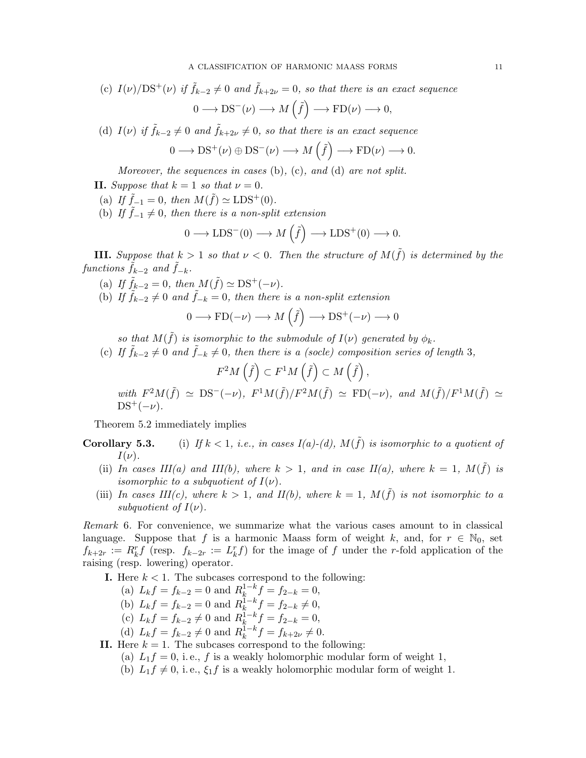(c) $I(\nu)/\mathrm{DS}^+(\nu)$ *if* $\tilde{f}_{k-2} \neq 0$ *and* $\tilde{f}_{k+2\nu} = 0$*, so that there is an exact sequence*

$$0 \longrightarrow \mathrm{DS}^-(\nu) \longrightarrow M\left(\tilde{f}\right) \longrightarrow \mathrm{FD}(\nu) \longrightarrow 0,$$

(d) $I(\nu)$ *if* $\tilde{f}_{k-2} \neq 0$ *and* $\tilde{f}_{k+2\nu} \neq 0$*, so that there is an exact sequence*

$$0 \longrightarrow \mathrm{DS}^+(\nu) \oplus \mathrm{DS}^-(\nu) \longrightarrow M\left(\tilde{f}\right) \longrightarrow \mathrm{FD}(\nu) \longrightarrow 0.$$

*Moreover, the sequences in cases* (b)*,* (c)*, and* (d) *are not split.*

**II.** *Suppose that* $k = 1$ *so that* $\nu = 0$*.*

(a) *If* $\tilde{f}_{-1} = 0$*, then* $M(\tilde{f}) \simeq \mathrm{LDS}^+(0)$*.*

(b) *If* $\tilde{f}_{-1} \neq 0$*, then there is a non-split extension*

$$0 \longrightarrow \mathrm{LDS}^-(0) \longrightarrow M\left(\tilde{f}\right) \longrightarrow \mathrm{LDS}^+(0) \longrightarrow 0.$$

**III.** *Suppose that* $k > 1$ *so that* $\nu < 0$*. Then the structure of* $M(\tilde{f})$ *is determined by the functions* $\tilde{f}_{k-2}$ *and* $\tilde{f}_{-k}$*.*

(a) *If* $\tilde{f}_{k-2} = 0$*, then* $M(\tilde{f}) \simeq \mathrm{DS}^+(-\nu)$*.*

(b) *If* $\tilde{f}_{k-2} \neq 0$ *and* $\tilde{f}_{-k} = 0$*, then there is a non-split extension*

$$0 \longrightarrow \mathrm{FD}(-\nu) \longrightarrow M\left(\tilde{f}\right) \longrightarrow \mathrm{DS}^+(-\nu) \longrightarrow 0$$

*so that* $M(\tilde{f})$ *is isomorphic to the submodule of* $I(\nu)$ *generated by* $\phi_k$*.*

(c) *If* $\tilde{f}_{k-2} \neq 0$ *and* $\tilde{f}_{-k} \neq 0$*, then there is a (socle) composition series of length* 3*,*

$$F^2 M\left(\tilde{f}\right) \subset F^1 M\left(\tilde{f}\right) \subset M\left(\tilde{f}\right),$$

*with* $F^2 M(\tilde{f}) \simeq \mathrm{DS}^-(-\nu)$*,* $F^1 M(\tilde{f})/F^2 M(\tilde{f}) \simeq \mathrm{FD}(-\nu)$*, and* $M(\tilde{f})/F^1 M(\tilde{f}) \simeq \mathrm{DS}^+(-\nu)$*.*

Theorem 5.2 immediately implies

**Corollary 5.3.** (i) *If* $k < 1$*, i.e., in cases I(a)-(d),* $M(\tilde{f})$ *is isomorphic to a quotient of* $I(\nu)$*.*

(ii) *In cases III(a) and III(b), where* $k > 1$*, and in case II(a), where* $k = 1$*,* $M(\tilde{f})$ *is isomorphic to a subquotient of* $I(\nu)$*.*

(iii) *In cases III(c), where* $k > 1$*, and II(b), where* $k = 1$*,* $M(\tilde{f})$ *is not isomorphic to a subquotient of* $I(\nu)$*.*

*Remark* 6. For convenience, we summarize what the various cases amount to in classical language. Suppose that $f$ is a harmonic Maass form of weight $k$, and, for $r \in \mathbb{N}_0$, set $f_{k+2r} := R_k^r f$ (resp. $f_{k-2r} := L_k^r f$) for the image of $f$ under the $r$-fold application of the raising (resp. lowering) operator.

**I.** Here $k < 1$. The subcases correspond to the following:

(a) $L_k f = f_{k-2} = 0$ and $R_k^{1-k} f = f_{2-k} = 0$,

(b) $L_k f = f_{k-2} = 0$ and $R_k^{1-k} f = f_{2-k} \neq 0$,

(c) $L_k f = f_{k-2} \neq 0$ and $R_k^{1-k} f = f_{2-k} = 0$,

(d) $L_k f = f_{k-2} \neq 0$ and $R_k^{1-k} f = f_{k+2\nu} \neq 0$.

**II.** Here $k = 1$. The subcases correspond to the following:

(a) $L_1 f = 0$, i.e., $f$ is a weakly holomorphic modular form of weight 1,

(b) $L_1 f \neq 0$, i.e., $\xi_1 f$ is a weakly holomorphic modular form of weight 1.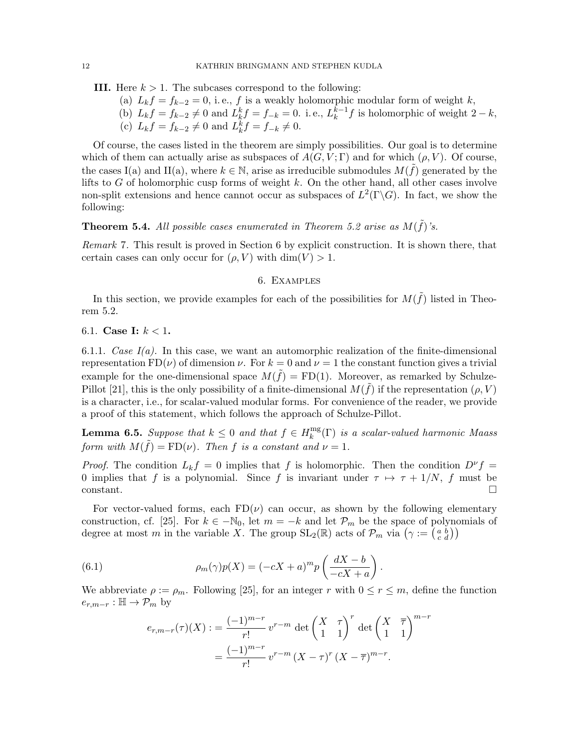**III.** Here $k > 1$. The subcases correspond to the following:

(a) $L_k f = f_{k-2} = 0$, i. e., $f$ is a weakly holomorphic modular form of weight $k$,

(b) $L_k f = f_{k-2} \neq 0$ and $L_k^k f = f_{-k} = 0$. i. e., $L_k^{k-1} f$ is holomorphic of weight $2-k$,

(c) $L_k f = f_{k-2} \neq 0$ and $L_k^k f = f_{-k} \neq 0$.

Of course, the cases listed in the theorem are simply possibilities. Our goal is to determine which of them can actually arise as subspaces of $A(G, V; \Gamma)$ and for which $(\rho, V)$. Of course, the cases I(a) and II(a), where $k \in \mathbb{N}$, arise as irreducible submodules $M(\tilde{f})$ generated by the lifts to $G$ of holomorphic cusp forms of weight $k$. On the other hand, all other cases involve non-split extensions and hence cannot occur as subspaces of $L^2(\Gamma\backslash G)$. In fact, we show the following:

**Theorem 5.4.** *All possible cases enumerated in Theorem 5.2 arise as $M(\tilde{f})$'s.*

*Remark* 7. This result is proved in Section 6 by explicit construction. It is shown there, that certain cases can only occur for $(\rho, V)$ with $\dim(V) > 1$.

## 6. Examples

In this section, we provide examples for each of the possibilities for $M(\tilde{f})$ listed in Theorem 5.2.

### 6.1. Case I: $k < 1$.

6.1.1. *Case I(a).* In this case, we want an automorphic realization of the finite-dimensional representation $\mathrm{FD}(\nu)$ of dimension $\nu$. For $k = 0$ and $\nu = 1$ the constant function gives a trivial example for the one-dimensional space $M(\tilde{f}) = \mathrm{FD}(1)$. Moreover, as remarked by Schulze-Pillot [21], this is the only possibility of a finite-dimensional $M(\tilde{f})$ if the representation $(\rho, V)$ is a character, i.e., for scalar-valued modular forms. For convenience of the reader, we provide a proof of this statement, which follows the approach of Schulze-Pillot.

**Lemma 6.5.** *Suppose that $k \leq 0$ and that $f \in H_k^{\mathrm{mg}}(\Gamma)$ is a scalar-valued harmonic Maass form with $M(\tilde{f}) = \mathrm{FD}(\nu)$. Then $f$ is a constant and $\nu = 1$.*

*Proof.* The condition $L_k f = 0$ implies that $f$ is holomorphic. Then the condition $D^\nu f = 0$ implies that $f$ is a polynomial. Since $f$ is invariant under $\tau \mapsto \tau + 1/N$, $f$ must be constant. $\square$

For vector-valued forms, each $\mathrm{FD}(\nu)$ can occur, as shown by the following elementary construction, cf. [25]. For $k \in -\mathbb{N}_0$, let $m = -k$ and let $\mathcal{P}_m$ be the space of polynomials of degree at most $m$ in the variable $X$. The group $\mathrm{SL}_2(\mathbb{R})$ acts of $\mathcal{P}_m$ via $\left(\gamma := \left(\begin{smallmatrix} a & b \\ c & d \end{smallmatrix}\right)\right)$

$$\rho_m(\gamma)p(X) = (-cX + a)^m p\left(\frac{dX - b}{-cX + a}\right). \tag{6.1}$$

We abbreviate $\rho := \rho_m$. Following [25], for an integer $r$ with $0 \leq r \leq m$, define the function $e_{r,m-r} : \mathbb{H} \to \mathcal{P}_m$ by

$$\begin{aligned} e_{r,m-r}(\tau)(X) &:= \frac{(-1)^{m-r}}{r!} \, v^{r-m} \det\begin{pmatrix} X & \tau \\ 1 & 1 \end{pmatrix}^r \det\begin{pmatrix} X & \overline{\tau} \\ 1 & 1 \end{pmatrix}^{m-r} \\ &= \frac{(-1)^{m-r}}{r!} \, v^{r-m} \, (X - \tau)^r \, (X - \overline{\tau})^{m-r}. \end{aligned}$$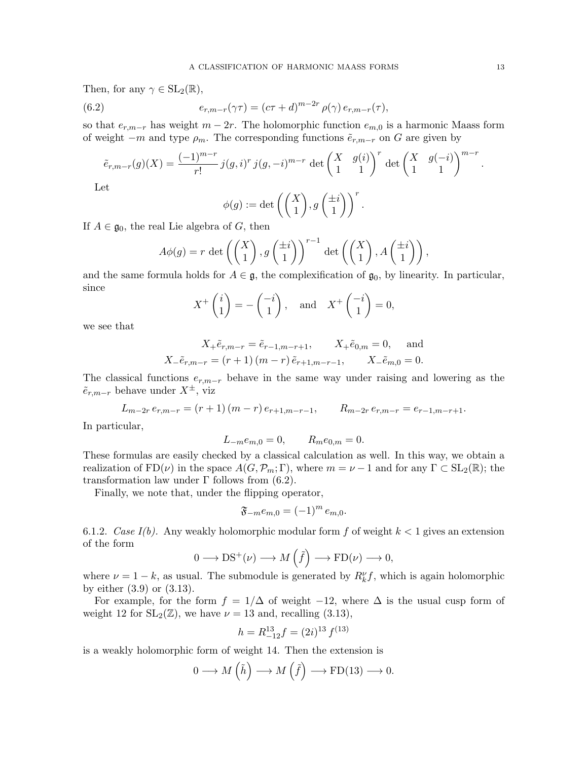Then, for any $\gamma \in \mathrm{SL}_2(\mathbb{R})$,

$$e_{r,m-r}(\gamma\tau) = (c\tau+d)^{m-2r}\,\rho(\gamma)\,e_{r,m-r}(\tau), \tag{6.2}$$

so that $e_{r,m-r}$ has weight $m-2r$. The holomorphic function $e_{m,0}$ is a harmonic Maass form of weight $-m$ and type $\rho_m$. The corresponding functions $\tilde{e}_{r,m-r}$ on $G$ are given by

$$\tilde{e}_{r,m-r}(g)(X) = \frac{(-1)^{m-r}}{r!}\,j(g,i)^r\,j(g,-i)^{m-r}\,\det\begin{pmatrix} X & g(i) \\ 1 & 1\end{pmatrix}^r \det\begin{pmatrix} X & g(-i) \\ 1 & 1\end{pmatrix}^{m-r}.$$

Let

$$\phi(g) := \det\left(\begin{pmatrix} X \\ 1\end{pmatrix}, g\begin{pmatrix} \pm i \\ 1\end{pmatrix}\right)^r.$$

If $A \in \mathfrak{g}_0$, the real Lie algebra of $G$, then

$$A\phi(g) = r\,\det\left(\begin{pmatrix} X \\ 1\end{pmatrix}, g\begin{pmatrix} \pm i \\ 1\end{pmatrix}\right)^{r-1}\det\left(\begin{pmatrix} X \\ 1\end{pmatrix}, A\begin{pmatrix} \pm i \\ 1\end{pmatrix}\right),$$

and the same formula holds for $A \in \mathfrak{g}$, the complexification of $\mathfrak{g}_0$, by linearity. In particular, since

$$X^+\begin{pmatrix} i \\ 1\end{pmatrix} = -\begin{pmatrix} -i \\ 1\end{pmatrix}, \quad \text{and} \quad X^+\begin{pmatrix} -i \\ 1\end{pmatrix} = 0,$$

we see that

$$X_+\tilde{e}_{r,m-r} = \tilde{e}_{r-1,m-r+1}, \qquad X_+\tilde{e}_{0,m} = 0, \quad \text{and}$$
$$X_-\tilde{e}_{r,m-r} = (r+1)\,(m-r)\,\tilde{e}_{r+1,m-r-1}, \qquad X_-\tilde{e}_{m,0} = 0.$$

The classical functions $e_{r,m-r}$ behave in the same way under raising and lowering as the $\tilde{e}_{r,m-r}$ behave under $X^\pm$, viz

$$L_{m-2r}\,e_{r,m-r} = (r+1)\,(m-r)\,e_{r+1,m-r-1}, \qquad R_{m-2r}\,e_{r,m-r} = e_{r-1,m-r+1}.$$

In particular,

$$L_{-m}e_{m,0} = 0, \qquad R_m e_{0,m} = 0.$$

These formulas are easily checked by a classical calculation as well. In this way, we obtain a realization of $\mathrm{FD}(\nu)$ in the space $A(G, \mathcal{P}_m; \Gamma)$, where $m = \nu - 1$ and for any $\Gamma \subset \mathrm{SL}_2(\mathbb{R})$; the transformation law under $\Gamma$ follows from (6.2).

Finally, we note that, under the flipping operator,

$$\mathfrak{F}_{-m}e_{m,0} = (-1)^m\,e_{m,0}.$$

6.1.2. *Case I(b).* Any weakly holomorphic modular form $f$ of weight $k < 1$ gives an extension of the form

$$0 \longrightarrow \mathrm{DS}^+(\nu) \longrightarrow M\left(\tilde{f}\right) \longrightarrow \mathrm{FD}(\nu) \longrightarrow 0,$$

where $\nu = 1-k$, as usual. The submodule is generated by $R_k^\nu f$, which is again holomorphic by either (3.9) or (3.13).

For example, for the form $f = 1/\Delta$ of weight $-12$, where $\Delta$ is the usual cusp form of weight 12 for $\mathrm{SL}_2(\mathbb{Z})$, we have $\nu = 13$ and, recalling (3.13),

$$h = R_{-12}^{13}f = (2i)^{13}\,f^{(13)}$$

is a weakly holomorphic form of weight 14. Then the extension is

$$0 \longrightarrow M\left(\tilde{h}\right) \longrightarrow M\left(\tilde{f}\right) \longrightarrow \mathrm{FD}(13) \longrightarrow 0.$$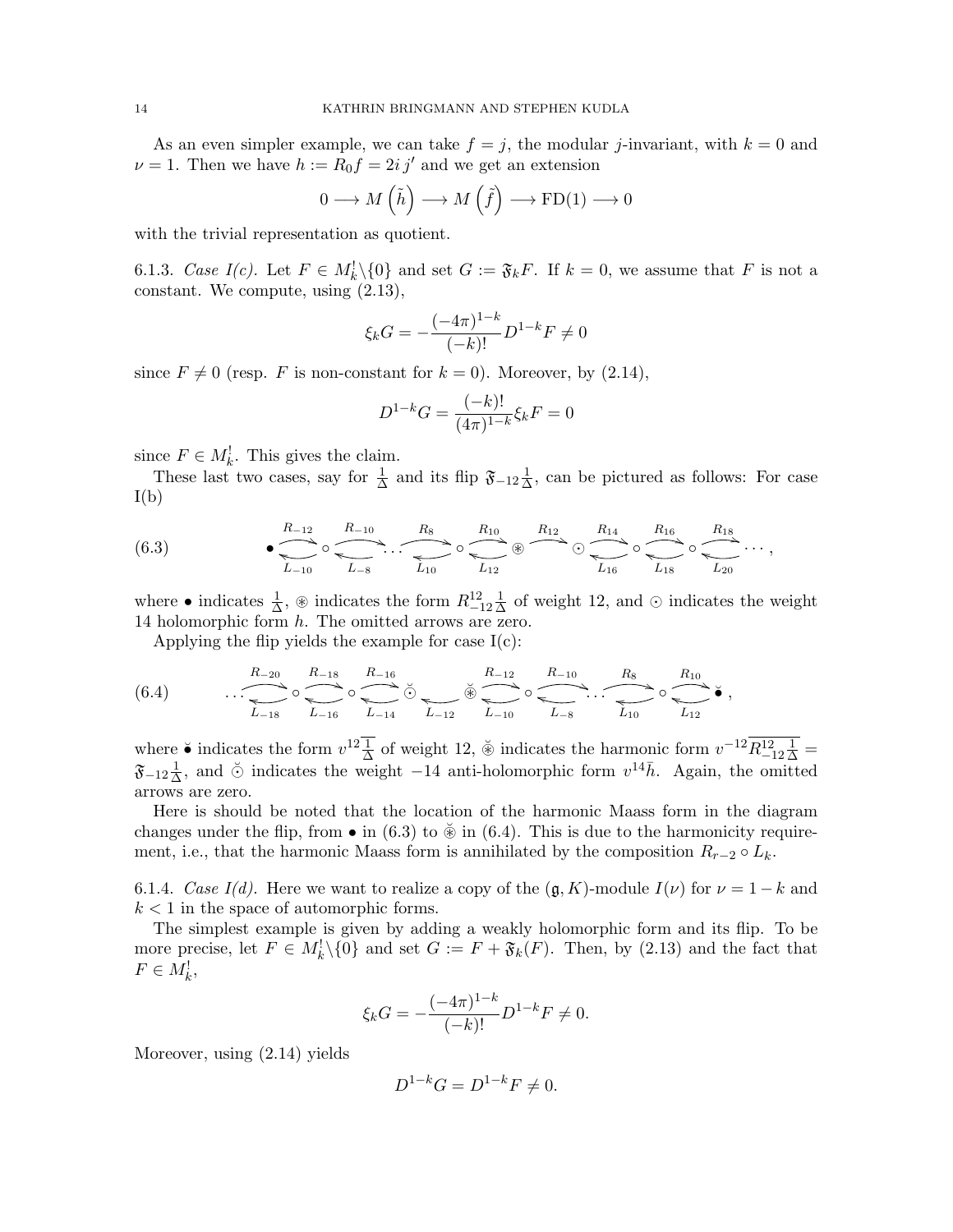As an even simpler example, we can take $f = j$, the modular $j$-invariant, with $k = 0$ and $\nu = 1$. Then we have $h := R_0 f = 2i\, j'$ and we get an extension

$$0 \longrightarrow M\left(\tilde{h}\right) \longrightarrow M\left(\tilde{f}\right) \longrightarrow \mathrm{FD}(1) \longrightarrow 0$$

with the trivial representation as quotient.

6.1.3. *Case I(c).* Let $F \in M_k^! \backslash \{0\}$ and set $G := \mathfrak{F}_k F$. If $k = 0$, we assume that $F$ is not a constant. We compute, using (2.13),

$$\xi_k G = -\frac{(-4\pi)^{1-k}}{(-k)!} D^{1-k} F \neq 0$$

since $F \neq 0$ (resp. $F$ is non-constant for $k = 0$). Moreover, by (2.14),

$$D^{1-k} G = \frac{(-k)!}{(4\pi)^{1-k}} \xi_k F = 0$$

since $F \in M_k^!$. This gives the claim.

These last two cases, say for $\frac{1}{\Delta}$ and its flip $\mathfrak{F}_{-12} \frac{1}{\Delta}$, can be pictured as follows: For case I(b)

$$\bullet \underset{L_{-10}}{\overset{R_{-12}}{\rightleftarrows}} \circ \underset{L_{-8}}{\overset{R_{-10}}{\rightleftarrows}} \cdots \underset{L_{10}}{\overset{R_{8}}{\rightleftarrows}} \circ \underset{L_{12}}{\overset{R_{10}}{\rightleftarrows}} \circledast \overset{R_{12}}{\longrightarrow} \odot \underset{L_{16}}{\overset{R_{14}}{\rightleftarrows}} \circ \underset{L_{18}}{\overset{R_{16}}{\rightleftarrows}} \circ \underset{L_{20}}{\overset{R_{18}}{\rightleftarrows}} \cdots, \tag{6.3}$$

where $\bullet$ indicates $\frac{1}{\Delta}$, $\circledast$ indicates the form $R_{-12}^{12} \frac{1}{\Delta}$ of weight 12, and $\odot$ indicates the weight 14 holomorphic form $h$. The omitted arrows are zero.

Applying the flip yields the example for case I(c):

$$\cdots \underset{L_{-18}}{\overset{R_{-20}}{\rightleftarrows}} \circ \underset{L_{-16}}{\overset{R_{-18}}{\rightleftarrows}} \circ \underset{L_{-14}}{\overset{R_{-16}}{\rightleftarrows}} \breve{\odot} \underset{L_{-12}}{\longleftarrow} \breve{\circledast} \underset{L_{-10}}{\overset{R_{-12}}{\rightleftarrows}} \circ \underset{L_{-8}}{\overset{R_{-10}}{\rightleftarrows}} \cdots \underset{L_{10}}{\overset{R_{8}}{\rightleftarrows}} \circ \underset{L_{12}}{\overset{R_{10}}{\rightleftarrows}} \breve{\bullet}, \tag{6.4}$$

where $\breve{\bullet}$ indicates the form $v^{12}\overline{\frac{1}{\Delta}}$ of weight 12, $\breve{\circledast}$ indicates the harmonic form $v^{-12}\overline{R_{-12}^{12}\frac{1}{\Delta}} = \mathfrak{F}_{-12}\frac{1}{\Delta}$, and $\breve{\odot}$ indicates the weight $-14$ anti-holomorphic form $v^{14}\bar{h}$. Again, the omitted arrows are zero.

Here is should be noted that the location of the harmonic Maass form in the diagram changes under the flip, from $\bullet$ in (6.3) to $\breve{\circledast}$ in (6.4). This is due to the harmonicity requirement, i.e., that the harmonic Maass form is annihilated by the composition $R_{r-2} \circ L_k$.

6.1.4. *Case I(d).* Here we want to realize a copy of the $(\mathfrak{g}, K)$-module $I(\nu)$ for $\nu = 1 - k$ and $k < 1$ in the space of automorphic forms.

The simplest example is given by adding a weakly holomorphic form and its flip. To be more precise, let $F \in M_k^! \backslash \{0\}$ and set $G := F + \mathfrak{F}_k(F)$. Then, by (2.13) and the fact that $F \in M_k^!$,

$$\xi_k G = -\frac{(-4\pi)^{1-k}}{(-k)!} D^{1-k} F \neq 0.$$

Moreover, using (2.14) yields

$$D^{1-k} G = D^{1-k} F \neq 0.$$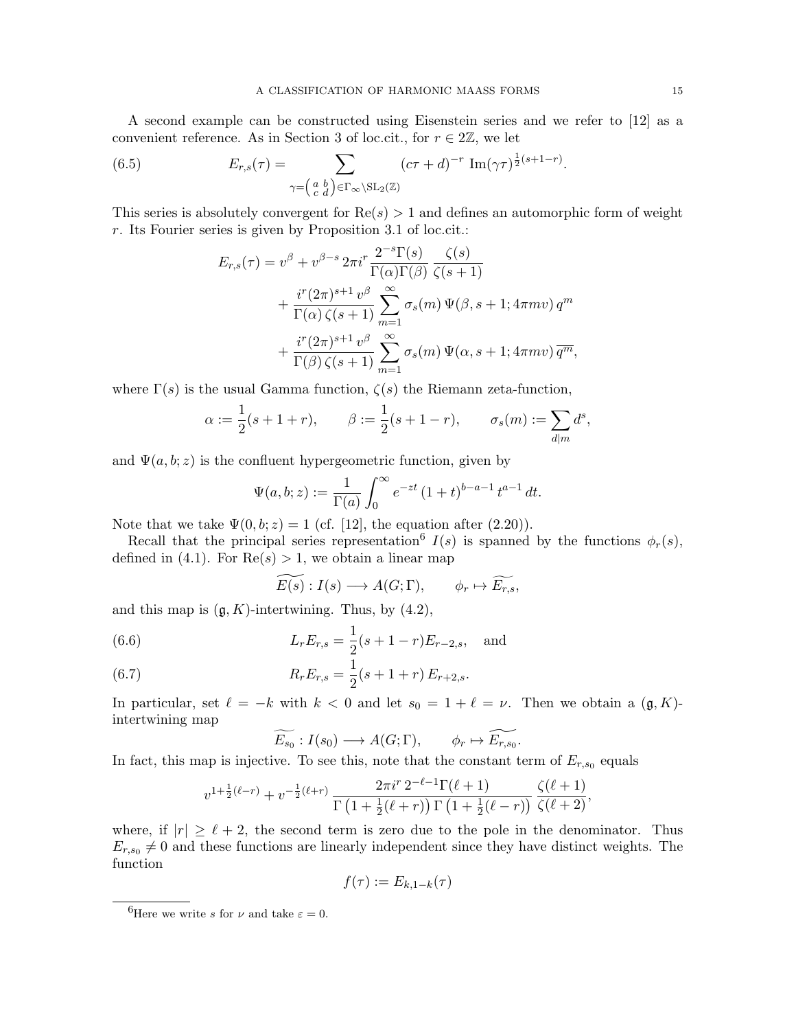A second example can be constructed using Eisenstein series and we refer to [12] as a convenient reference. As in Section 3 of loc.cit., for $r \in 2\mathbb{Z}$, we let

$$E_{r,s}(\tau) = \sum_{\gamma = \left(\begin{smallmatrix} a & b \\ c & d \end{smallmatrix}\right) \in \Gamma_\infty \backslash \mathrm{SL}_2(\mathbb{Z})} (c\tau + d)^{-r} \, \mathrm{Im}(\gamma\tau)^{\frac{1}{2}(s+1-r)}. \tag{6.5}$$

This series is absolutely convergent for $\mathrm{Re}(s) > 1$ and defines an automorphic form of weight $r$. Its Fourier series is given by Proposition 3.1 of loc.cit.:

$$\begin{aligned} E_{r,s}(\tau) = v^\beta + v^{\beta - s}\, 2\pi i^r \frac{2^{-s}\Gamma(s)}{\Gamma(\alpha)\Gamma(\beta)} \frac{\zeta(s)}{\zeta(s+1)} \\ + \frac{i^r (2\pi)^{s+1}\, v^\beta}{\Gamma(\alpha)\,\zeta(s+1)} \sum_{m=1}^\infty \sigma_s(m)\, \Psi(\beta, s+1; 4\pi m v)\, q^m \\ + \frac{i^r (2\pi)^{s+1}\, v^\beta}{\Gamma(\beta)\,\zeta(s+1)} \sum_{m=1}^\infty \sigma_s(m)\, \Psi(\alpha, s+1; 4\pi m v)\, \overline{q^m}, \end{aligned}$$

where $\Gamma(s)$ is the usual Gamma function, $\zeta(s)$ the Riemann zeta-function,

$$\alpha := \frac{1}{2}(s+1+r), \qquad \beta := \frac{1}{2}(s+1-r), \qquad \sigma_s(m) := \sum_{d \mid m} d^s,$$

and $\Psi(a,b;z)$ is the confluent hypergeometric function, given by

$$\Psi(a,b;z) := \frac{1}{\Gamma(a)} \int_0^\infty e^{-zt}\, (1+t)^{b-a-1}\, t^{a-1}\, dt.$$

Note that we take $\Psi(0,b;z) = 1$ (cf. [12], the equation after (2.20)).

Recall that the principal series representation[6] $I(s)$ is spanned by the functions $\phi_r(s)$, defined in (4.1). For $\mathrm{Re}(s) > 1$, we obtain a linear map

$$\widetilde{E(s)} : I(s) \longrightarrow A(G;\Gamma), \qquad \phi_r \mapsto \widetilde{E_{r,s}},$$

and this map is $(\mathfrak{g}, K)$-intertwining. Thus, by (4.2),

$$L_r E_{r,s} = \frac{1}{2}(s+1-r) E_{r-2,s}, \quad \text{and} \tag{6.6}$$

$$R_r E_{r,s} = \frac{1}{2}(s+1+r)\, E_{r+2,s}. \tag{6.7}$$

In particular, set $\ell = -k$ with $k < 0$ and let $s_0 = 1 + \ell = \nu$. Then we obtain a $(\mathfrak{g}, K)$-intertwining map

$$\widetilde{E_{s_0}} : I(s_0) \longrightarrow A(G;\Gamma), \qquad \phi_r \mapsto \widetilde{E_{r,s_0}}.$$

In fact, this map is injective. To see this, note that the constant term of $E_{r,s_0}$ equals

$$v^{1+\frac{1}{2}(\ell - r)} + v^{-\frac{1}{2}(\ell + r)} \frac{2\pi i^r\, 2^{-\ell-1}\Gamma(\ell+1)}{\Gamma\left(1 + \frac{1}{2}(\ell+r)\right)\Gamma\left(1 + \frac{1}{2}(\ell - r)\right)} \frac{\zeta(\ell+1)}{\zeta(\ell+2)},$$

where, if $|r| \geq \ell + 2$, the second term is zero due to the pole in the denominator. Thus $E_{r,s_0} \neq 0$ and these functions are linearly independent since they have distinct weights. The function

$$f(\tau) := E_{k,1-k}(\tau)$$

[6] Here we write $s$ for $\nu$ and take $\varepsilon = 0$.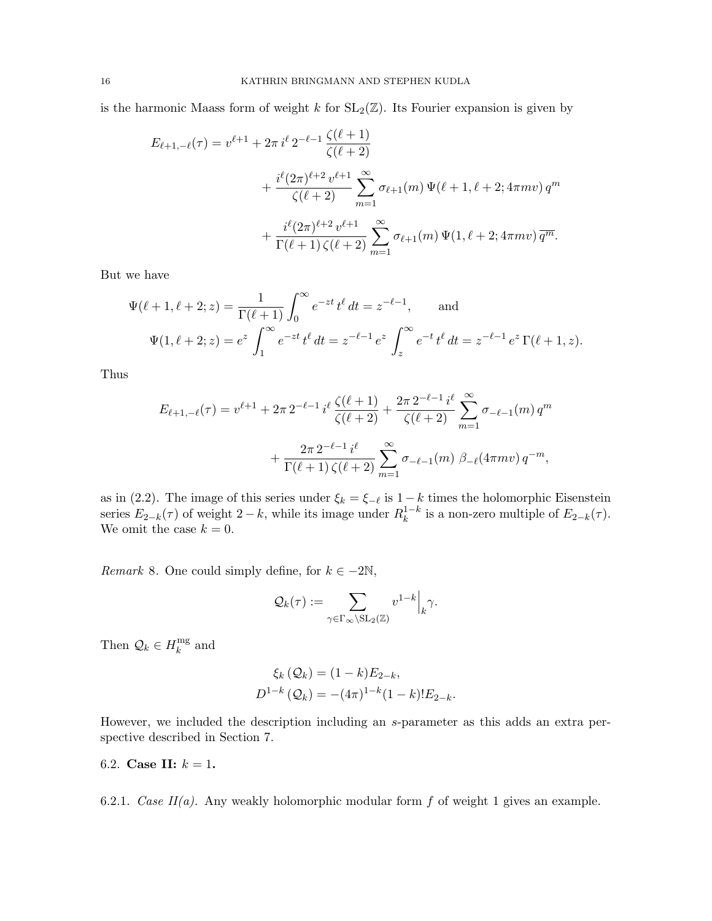is the harmonic Maass form of weight $k$ for $\mathrm{SL}_2(\mathbb{Z})$. Its Fourier expansion is given by

$$
\begin{aligned}
E_{\ell+1,-\ell}(\tau) = v^{\ell+1} + 2\pi\, i^{\ell}\, 2^{-\ell-1}\, \frac{\zeta(\ell+1)}{\zeta(\ell+2)} \\
&+ \frac{i^{\ell}(2\pi)^{\ell+2}\, v^{\ell+1}}{\zeta(\ell+2)} \sum_{m=1}^{\infty} \sigma_{\ell+1}(m)\, \Psi(\ell+1, \ell+2; 4\pi m v)\, q^m \\
&+ \frac{i^{\ell}(2\pi)^{\ell+2}\, v^{\ell+1}}{\Gamma(\ell+1)\,\zeta(\ell+2)} \sum_{m=1}^{\infty} \sigma_{\ell+1}(m)\, \Psi(1, \ell+2; 4\pi m v)\, \overline{q^m}.
\end{aligned}
$$

But we have

$$
\begin{aligned}
\Psi(\ell+1, \ell+2; z) &= \frac{1}{\Gamma(\ell+1)} \int_0^{\infty} e^{-zt}\, t^{\ell}\, dt = z^{-\ell-1}, \qquad \text{and} \\
\Psi(1, \ell+2; z) &= e^{z} \int_1^{\infty} e^{-zt}\, t^{\ell}\, dt = z^{-\ell-1}\, e^{z} \int_z^{\infty} e^{-t}\, t^{\ell}\, dt = z^{-\ell-1}\, e^{z}\, \Gamma(\ell+1, z).
\end{aligned}
$$

Thus

$$
\begin{aligned}
E_{\ell+1,-\ell}(\tau) = v^{\ell+1} + 2\pi\, 2^{-\ell-1}\, i^{\ell}\, \frac{\zeta(\ell+1)}{\zeta(\ell+2)} + \frac{2\pi\, 2^{-\ell-1}\, i^{\ell}}{\zeta(\ell+2)} \sum_{m=1}^{\infty} \sigma_{-\ell-1}(m)\, q^m \\
+ \frac{2\pi\, 2^{-\ell-1}\, i^{\ell}}{\Gamma(\ell+1)\,\zeta(\ell+2)} \sum_{m=1}^{\infty} \sigma_{-\ell-1}(m)\ \beta_{-\ell}(4\pi m v)\, q^{-m},
\end{aligned}
$$

as in (2.2). The image of this series under $\xi_k = \xi_{-\ell}$ is $1-k$ times the holomorphic Eisenstein series $E_{2-k}(\tau)$ of weight $2-k$, while its image under $R_k^{1-k}$ is a non-zero multiple of $E_{2-k}(\tau)$. We omit the case $k=0$.

*Remark* 8. One could simply define, for $k \in -2\mathbb{N}$,

$$
\mathcal{Q}_k(\tau) := \sum_{\gamma \in \Gamma_\infty \backslash \mathrm{SL}_2(\mathbb{Z})} v^{1-k}\Big|_k \gamma.
$$

Then $\mathcal{Q}_k \in H_k^{\mathrm{mg}}$ and

$$
\begin{aligned}
\xi_k\left(\mathcal{Q}_k\right) &= (1-k) E_{2-k}, \\
D^{1-k}\left(\mathcal{Q}_k\right) &= -(4\pi)^{1-k}(1-k)!\, E_{2-k}.
\end{aligned}
$$

However, we included the description including an $s$-parameter as this adds an extra perspective described in Section 7.

### 6.2. **Case II:** $k = 1$.

6.2.1. *Case II(a).* Any weakly holomorphic modular form $f$ of weight 1 gives an example.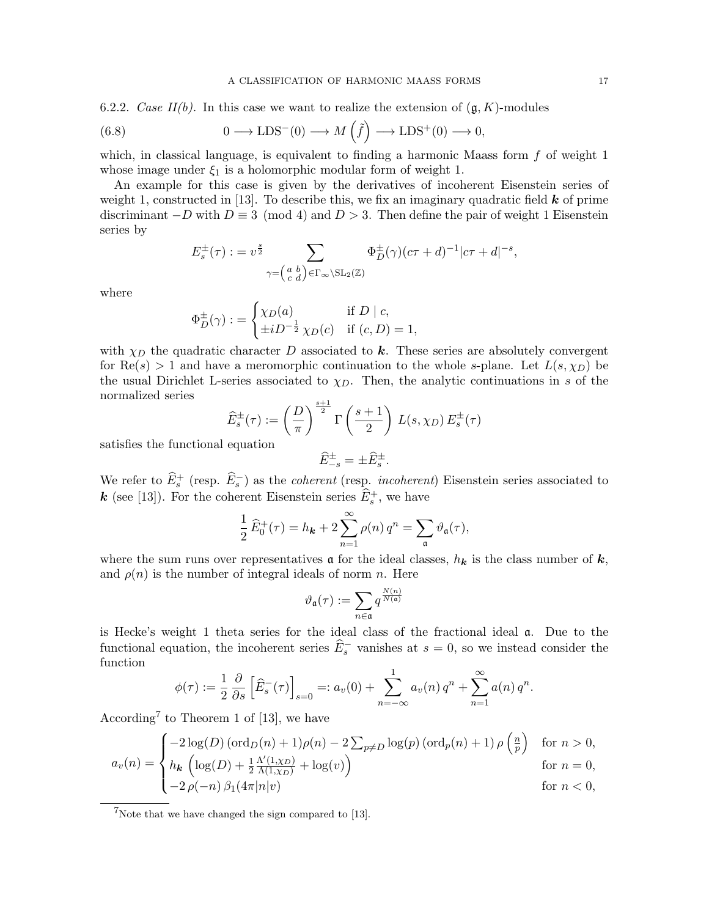6.2.2. *Case II(b).* In this case we want to realize the extension of $(\mathfrak{g}, K)$-modules

$$0 \longrightarrow \mathrm{LDS}^{-}(0) \longrightarrow M\left(\tilde{f}\right) \longrightarrow \mathrm{LDS}^{+}(0) \longrightarrow 0, \tag{6.8}$$

which, in classical language, is equivalent to finding a harmonic Maass form $f$ of weight 1 whose image under $\xi_1$ is a holomorphic modular form of weight 1.

An example for this case is given by the derivatives of incoherent Eisenstein series of weight 1, constructed in [13]. To describe this, we fix an imaginary quadratic field $\boldsymbol{k}$ of prime discriminant $-D$ with $D \equiv 3 \pmod 4$ and $D > 3$. Then define the pair of weight 1 Eisenstein series by

$$E_s^{\pm}(\tau) := v^{\frac{s}{2}} \sum_{\gamma = \left(\begin{smallmatrix} a & b \\ c & d \end{smallmatrix}\right) \in \Gamma_\infty \backslash \mathrm{SL}_2(\mathbb{Z})} \Phi_D^{\pm}(\gamma) (c\tau + d)^{-1} |c\tau + d|^{-s},$$

where

$$\Phi_D^{\pm}(\gamma) := \begin{cases} \chi_D(a) & \text{if } D \mid c, \\ \pm i D^{-\frac{1}{2}}\, \chi_D(c) & \text{if } (c, D) = 1, \end{cases}$$

with $\chi_D$ the quadratic character $D$ associated to $\boldsymbol{k}$. These series are absolutely convergent for $\mathrm{Re}(s) > 1$ and have a meromorphic continuation to the whole $s$-plane. Let $L(s, \chi_D)$ be the usual Dirichlet L-series associated to $\chi_D$. Then, the analytic continuations in $s$ of the normalized series

$$\widehat{E}_s^{\pm}(\tau) := \left(\frac{D}{\pi}\right)^{\frac{s+1}{2}} \Gamma\left(\frac{s+1}{2}\right) L(s, \chi_D)\, E_s^{\pm}(\tau)$$

satisfies the functional equation

$$\widehat{E}_{-s}^{\pm} = \pm \widehat{E}_s^{\pm}.$$

We refer to $\widehat{E}_s^{+}$ (resp. $\widehat{E}_s^{-}$) as the *coherent* (resp. *incoherent*) Eisenstein series associated to $\boldsymbol{k}$ (see [13]). For the coherent Eisenstein series $\widehat{E}_s^{+}$, we have

$$\frac{1}{2}\, \widehat{E}_0^{+}(\tau) = h_{\boldsymbol{k}} + 2 \sum_{n=1}^{\infty} \rho(n)\, q^n = \sum_{\mathfrak{a}} \vartheta_{\mathfrak{a}}(\tau),$$

where the sum runs over representatives $\mathfrak{a}$ for the ideal classes, $h_{\boldsymbol{k}}$ is the class number of $\boldsymbol{k}$, and $\rho(n)$ is the number of integral ideals of norm $n$. Here

$$\vartheta_{\mathfrak{a}}(\tau) := \sum_{n \in \mathfrak{a}} q^{\frac{N(n)}{N(\mathfrak{a})}}$$

is Hecke's weight 1 theta series for the ideal class of the fractional ideal $\mathfrak{a}$. Due to the functional equation, the incoherent series $\widehat{E}_s^{-}$ vanishes at $s = 0$, so we instead consider the function

$$\phi(\tau) := \frac{1}{2} \frac{\partial}{\partial s} \left[\widehat{E}_s^{-}(\tau)\right]_{s=0} =: a_v(0) + \sum_{n=-\infty}^{1} a_v(n)\, q^n + \sum_{n=1}^{\infty} a(n)\, q^n.$$

According[7] to Theorem 1 of [13], we have

$$a_v(n) = \begin{cases} -2\log(D)\,(\mathrm{ord}_D(n) + 1)\rho(n) - 2\sum_{p \neq D} \log(p)\,(\mathrm{ord}_p(n) + 1)\,\rho\left(\frac{n}{p}\right) & \text{for } n > 0, \\ h_{\boldsymbol{k}} \left(\log(D) + \frac{1}{2}\frac{\Lambda'(1, \chi_D)}{\Lambda(1, \chi_D)} + \log(v)\right) & \text{for } n = 0, \\ -2\,\rho(-n)\,\beta_1(4\pi |n| v) & \text{for } n < 0, \end{cases}$$

[7] Note that we have changed the sign compared to [13].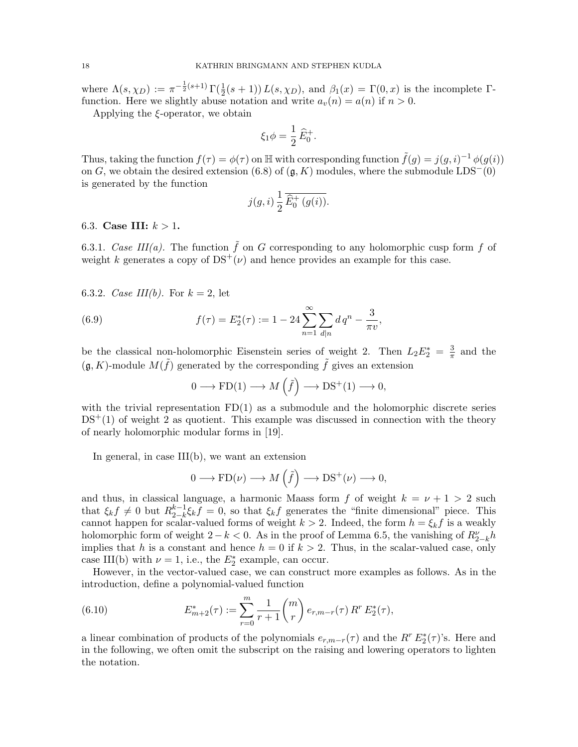where $\Lambda(s, \chi_D) := \pi^{-\frac{1}{2}(s+1)} \Gamma(\frac{1}{2}(s+1)) L(s, \chi_D)$, and $\beta_1(x) = \Gamma(0, x)$ is the incomplete $\Gamma$-function. Here we slightly abuse notation and write $a_v(n) = a(n)$ if $n > 0$.

Applying the $\xi$-operator, we obtain

$$\xi_1 \phi = \frac{1}{2} \widehat{E}_0^+.$$

Thus, taking the function $f(\tau) = \phi(\tau)$ on $\mathbb{H}$ with corresponding function $\tilde{f}(g) = j(g,i)^{-1} \phi(g(i))$ on $G$, we obtain the desired extension (6.8) of $(\mathfrak{g}, K)$ modules, where the submodule $\mathrm{LDS}^-(0)$ is generated by the function

$$j(g,i) \, \frac{1}{2} \, \overline{\widehat{E}_0^+ (g(i))}.$$

### 6.3. Case III: $k > 1$.

6.3.1. *Case III(a).* The function $\tilde{f}$ on $G$ corresponding to any holomorphic cusp form $f$ of weight $k$ generates a copy of $\mathrm{DS}^+(\nu)$ and hence provides an example for this case.

6.3.2. *Case III(b).* For $k = 2$, let

$$f(\tau) = E_2^*(\tau) := 1 - 24 \sum_{n=1}^{\infty} \sum_{d|n} d \, q^n - \frac{3}{\pi v}, \tag{6.9}$$

be the classical non-holomorphic Eisenstein series of weight 2. Then $L_2 E_2^* = \frac{3}{\pi}$ and the $(\mathfrak{g}, K)$-module $M(\tilde{f})$ generated by the corresponding $\tilde{f}$ gives an extension

$$0 \longrightarrow \mathrm{FD}(1) \longrightarrow M\left(\tilde{f}\right) \longrightarrow \mathrm{DS}^+(1) \longrightarrow 0,$$

with the trivial representation $\mathrm{FD}(1)$ as a submodule and the holomorphic discrete series $\mathrm{DS}^+(1)$ of weight 2 as quotient. This example was discussed in connection with the theory of nearly holomorphic modular forms in [19].

In general, in case III(b), we want an extension

$$0 \longrightarrow \mathrm{FD}(\nu) \longrightarrow M\left(\tilde{f}\right) \longrightarrow \mathrm{DS}^+(\nu) \longrightarrow 0,$$

and thus, in classical language, a harmonic Maass form $f$ of weight $k = \nu + 1 > 2$ such that $\xi_k f \neq 0$ but $R_{2-k}^{k-1} \xi_k f = 0$, so that $\xi_k f$ generates the "finite dimensional" piece. This cannot happen for scalar-valued forms of weight $k > 2$. Indeed, the form $h = \xi_k f$ is a weakly holomorphic form of weight $2 - k < 0$. As in the proof of Lemma 6.5, the vanishing of $R_{2-k}^{\nu} h$ implies that $h$ is a constant and hence $h = 0$ if $k > 2$. Thus, in the scalar-valued case, only case III(b) with $\nu = 1$, i.e., the $E_2^*$ example, can occur.

However, in the vector-valued case, we can construct more examples as follows. As in the introduction, define a polynomial-valued function

$$E_{m+2}^*(\tau) := \sum_{r=0}^{m} \frac{1}{r+1} \binom{m}{r} e_{r,m-r}(\tau) \, R^r \, E_2^*(\tau), \tag{6.10}$$

a linear combination of products of the polynomials $e_{r,m-r}(\tau)$ and the $R^r \, E_2^*(\tau)$'s. Here and in the following, we often omit the subscript on the raising and lowering operators to lighten the notation.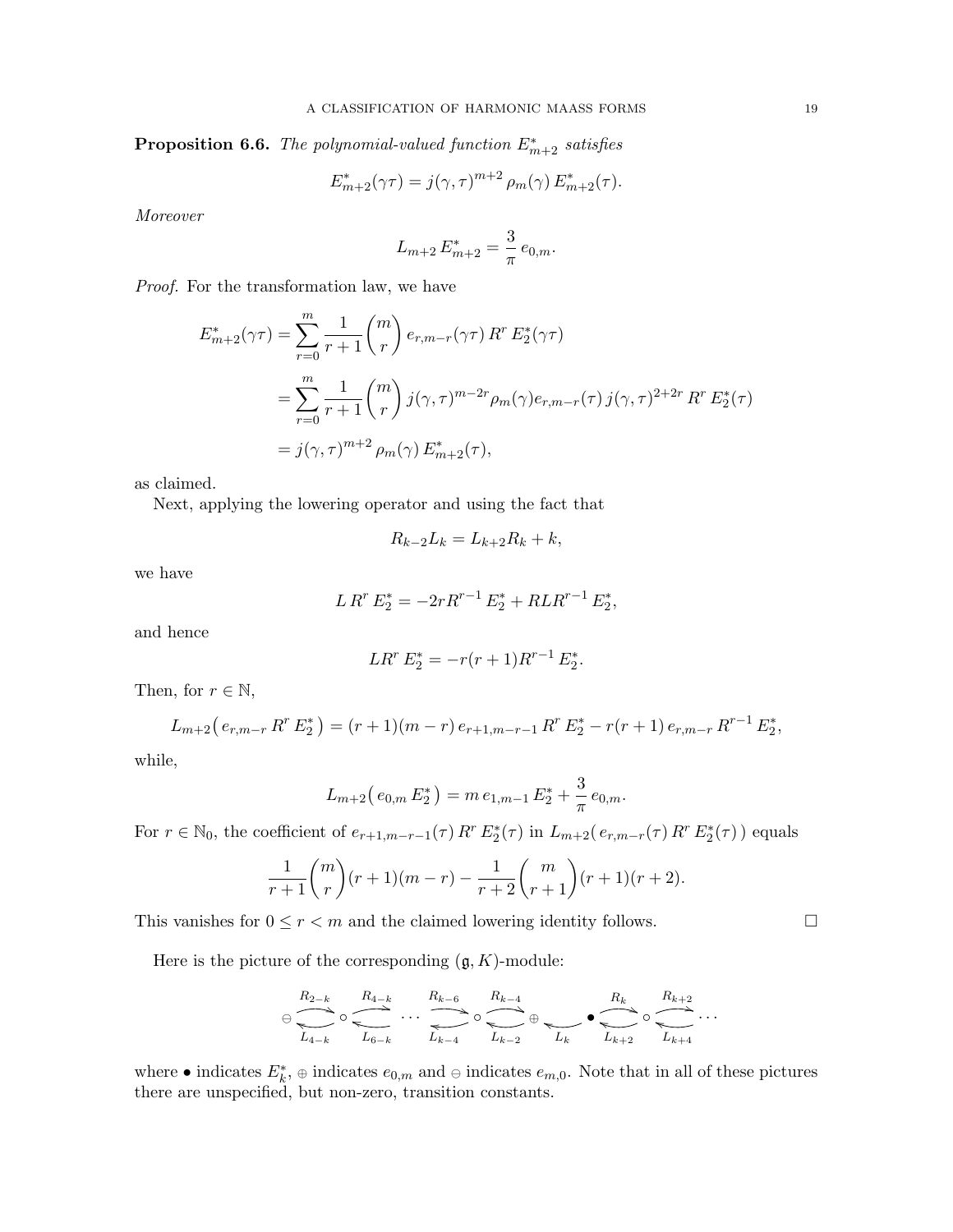**Proposition 6.6.** *The polynomial-valued function $E^*_{m+2}$ satisfies*

$$E^*_{m+2}(\gamma\tau) = j(\gamma,\tau)^{m+2}\,\rho_m(\gamma)\,E^*_{m+2}(\tau).$$

*Moreover*

$$L_{m+2}\,E^*_{m+2} = \frac{3}{\pi}\,e_{0,m}.$$

*Proof.* For the transformation law, we have

$$\begin{aligned}
E^*_{m+2}(\gamma\tau) &= \sum_{r=0}^{m} \frac{1}{r+1}\binom{m}{r}\,e_{r,m-r}(\gamma\tau)\,R^r\,E^*_2(\gamma\tau) \\
&= \sum_{r=0}^{m} \frac{1}{r+1}\binom{m}{r}\,j(\gamma,\tau)^{m-2r}\rho_m(\gamma)e_{r,m-r}(\tau)\,j(\gamma,\tau)^{2+2r}\,R^r\,E^*_2(\tau) \\
&= j(\gamma,\tau)^{m+2}\,\rho_m(\gamma)\,E^*_{m+2}(\tau),
\end{aligned}$$

as claimed.

Next, applying the lowering operator and using the fact that

$$R_{k-2}L_k = L_{k+2}R_k + k,$$

we have

$$L\,R^r\,E^*_2 = -2rR^{r-1}\,E^*_2 + RLR^{r-1}\,E^*_2,$$

and hence

$$LR^r\,E^*_2 = -r(r+1)R^{r-1}\,E^*_2.$$

Then, for $r \in \mathbb{N}$,

$$L_{m+2}\big(\,e_{r,m-r}\,R^r\,E^*_2\,\big) = (r+1)(m-r)\,e_{r+1,m-r-1}\,R^r\,E^*_2 - r(r+1)\,e_{r,m-r}\,R^{r-1}\,E^*_2,$$

while,

$$L_{m+2}\big(\,e_{0,m}\,E^*_2\,\big) = m\,e_{1,m-1}\,E^*_2 + \frac{3}{\pi}\,e_{0,m}.$$

For $r \in \mathbb{N}_0$, the coefficient of $e_{r+1,m-r-1}(\tau)\,R^r\,E^*_2(\tau)$ in $L_{m+2}(\,e_{r,m-r}(\tau)\,R^r\,E^*_2(\tau)\,)$ equals

$$\frac{1}{r+1}\binom{m}{r}(r+1)(m-r) - \frac{1}{r+2}\binom{m}{r+1}(r+1)(r+2).$$

This vanishes for $0 \le r < m$ and the claimed lowering identity follows. $\square$

Here is the picture of the corresponding $(\mathfrak{g}, K)$-module:

$$\ominus \underset{L_{4-k}}{\overset{R_{2-k}}{\rightleftarrows}} \circ \underset{L_{6-k}}{\overset{R_{4-k}}{\rightleftarrows}} \cdots \underset{L_{k-4}}{\overset{R_{k-6}}{\rightleftarrows}} \circ \underset{L_{k-2}}{\overset{R_{k-4}}{\rightleftarrows}} \oplus \underset{L_k}{\longleftarrow} \bullet \underset{L_{k+2}}{\overset{R_k}{\rightleftarrows}} \circ \underset{L_{k+4}}{\overset{R_{k+2}}{\rightleftarrows}} \cdots$$

where $\bullet$ indicates $E^*_k$, $\oplus$ indicates $e_{0,m}$ and $\ominus$ indicates $e_{m,0}$. Note that in all of these pictures there are unspecified, but non-zero, transition constants.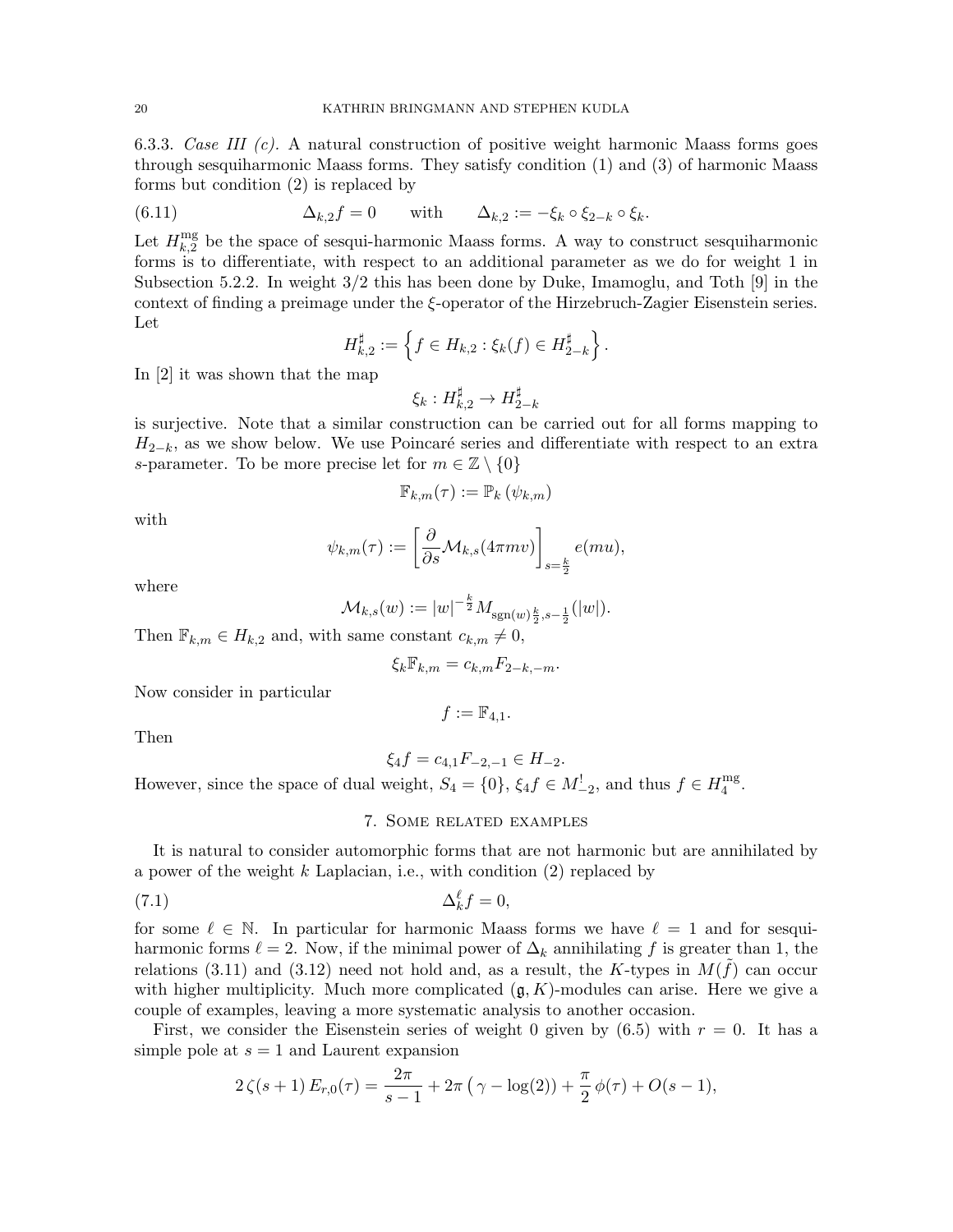6.3.3. *Case III (c).* A natural construction of positive weight harmonic Maass forms goes through sesquiharmonic Maass forms. They satisfy condition (1) and (3) of harmonic Maass forms but condition (2) is replaced by

$$\Delta_{k,2} f = 0 \qquad \text{with} \qquad \Delta_{k,2} := -\xi_k \circ \xi_{2-k} \circ \xi_k. \tag{6.11}$$

Let $H_{k,2}^{\mathrm{mg}}$ be the space of sesqui-harmonic Maass forms. A way to construct sesquiharmonic forms is to differentiate, with respect to an additional parameter as we do for weight 1 in Subsection 5.2.2. In weight 3/2 this has been done by Duke, Imamoglu, and Toth [9] in the context of finding a preimage under the $\xi$-operator of the Hirzebruch-Zagier Eisenstein series. Let

$$H_{k,2}^{\sharp} := \left\{ f \in H_{k,2} : \xi_k(f) \in H_{2-k}^{\sharp} \right\}.$$

In [2] it was shown that the map

$$\xi_k : H_{k,2}^{\sharp} \to H_{2-k}^{\sharp}$$

is surjective. Note that a similar construction can be carried out for all forms mapping to $H_{2-k}$, as we show below. We use Poincaré series and differentiate with respect to an extra $s$-parameter. To be more precise let for $m \in \mathbb{Z} \setminus \{0\}$

$$\mathbb{F}_{k,m}(\tau) := \mathbb{P}_k\left(\psi_{k,m}\right)$$

with

$$\psi_{k,m}(\tau) := \left[\frac{\partial}{\partial s} \mathcal{M}_{k,s}(4\pi m v)\right]_{s=\frac{k}{2}} e(mu),$$

where

$$\mathcal{M}_{k,s}(w) := |w|^{-\frac{k}{2}} M_{\operatorname{sgn}(w)\frac{k}{2}, s-\frac{1}{2}}(|w|).$$

Then $\mathbb{F}_{k,m} \in H_{k,2}$ and, with same constant $c_{k,m} \neq 0$,

$$\xi_k \mathbb{F}_{k,m} = c_{k,m} F_{2-k,-m}.$$

Now consider in particular

$$f := \mathbb{F}_{4,1}.$$

Then

$$\xi_4 f = c_{4,1} F_{-2,-1} \in H_{-2}.$$

However, since the space of dual weight, $S_4 = \{0\}$, $\xi_4 f \in M_{-2}^!$, and thus $f \in H_4^{\mathrm{mg}}$.

## 7. Some related examples

It is natural to consider automorphic forms that are not harmonic but are annihilated by a power of the weight $k$ Laplacian, i.e., with condition (2) replaced by

$$\Delta_k^{\ell} f = 0, \tag{7.1}$$

for some $\ell \in \mathbb{N}$. In particular for harmonic Maass forms we have $\ell = 1$ and for sesqui-harmonic forms $\ell = 2$. Now, if the minimal power of $\Delta_k$ annihilating $f$ is greater than 1, the relations (3.11) and (3.12) need not hold and, as a result, the $K$-types in $M(\tilde{f})$ can occur with higher multiplicity. Much more complicated $(\mathfrak{g}, K)$-modules can arise. Here we give a couple of examples, leaving a more systematic analysis to another occasion.

First, we consider the Eisenstein series of weight 0 given by (6.5) with $r = 0$. It has a simple pole at $s = 1$ and Laurent expansion

$$2\,\zeta(s+1)\, E_{r,0}(\tau) = \frac{2\pi}{s-1} + 2\pi\left(\gamma - \log(2)\right) + \frac{\pi}{2}\,\phi(\tau) + O(s-1),$$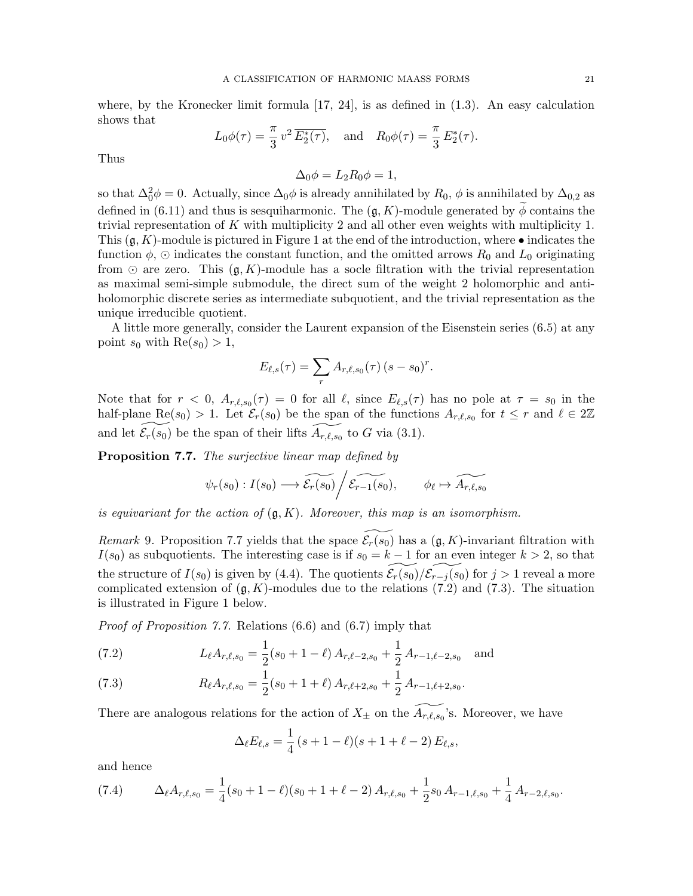where, by the Kronecker limit formula [17, 24], is as defined in (1.3). An easy calculation shows that

$$L_0\phi(\tau) = \frac{\pi}{3}\, v^2\, \overline{E_2^*(\tau)}, \quad \text{and} \quad R_0\phi(\tau) = \frac{\pi}{3}\, E_2^*(\tau).$$

Thus

$$\Delta_0\phi = L_2 R_0 \phi = 1,$$

so that $\Delta_0^2\phi = 0$. Actually, since $\Delta_0\phi$ is already annihilated by $R_0$, $\phi$ is annihilated by $\Delta_{0,2}$ as defined in (6.11) and thus is sesquiharmonic. The $(\mathfrak{g}, K)$-module generated by $\widetilde{\phi}$ contains the trivial representation of $K$ with multiplicity 2 and all other even weights with multiplicity 1. This $(\mathfrak{g}, K)$-module is pictured in Figure 1 at the end of the introduction, where $\bullet$ indicates the function $\phi$, $\odot$ indicates the constant function, and the omitted arrows $R_0$ and $L_0$ originating from $\odot$ are zero. This $(\mathfrak{g}, K)$-module has a socle filtration with the trivial representation as maximal semi-simple submodule, the direct sum of the weight 2 holomorphic and anti-holomorphic discrete series as intermediate subquotient, and the trivial representation as the unique irreducible quotient.

A little more generally, consider the Laurent expansion of the Eisenstein series (6.5) at any point $s_0$ with $\mathrm{Re}(s_0) > 1$,

$$E_{\ell,s}(\tau) = \sum_r A_{r,\ell,s_0}(\tau)\,(s - s_0)^r.$$

Note that for $r < 0$, $A_{r,\ell,s_0}(\tau) = 0$ for all $\ell$, since $E_{\ell,s}(\tau)$ has no pole at $\tau = s_0$ in the half-plane $\mathrm{Re}(s_0) > 1$. Let $\mathcal{E}_r(s_0)$ be the span of the functions $A_{r,\ell,s_0}$ for $t \le r$ and $\ell \in 2\mathbb{Z}$ and let $\widetilde{\mathcal{E}_r(s_0)}$ be the span of their lifts $\widetilde{A_{r,\ell,s_0}}$ to $G$ via (3.1).

**Proposition 7.7.** *The surjective linear map defined by*

$$\psi_r(s_0) : I(s_0) \longrightarrow \widetilde{\mathcal{E}_r(s_0)} \Big/ \widetilde{\mathcal{E}_{r-1}(s_0)}, \qquad \phi_\ell \mapsto \widetilde{A_{r,\ell,s_0}}$$

*is equivariant for the action of $(\mathfrak{g}, K)$. Moreover, this map is an isomorphism.*

*Remark* 9. Proposition 7.7 yields that the space $\widetilde{\mathcal{E}_r(s_0)}$ has a $(\mathfrak{g}, K)$-invariant filtration with $I(s_0)$ as subquotients. The interesting case is if $s_0 = k - 1$ for an even integer $k > 2$, so that the structure of $I(s_0)$ is given by (4.4). The quotients $\widetilde{\mathcal{E}_r(s_0)}/\widetilde{\mathcal{E}_{r-j}(s_0)}$ for $j > 1$ reveal a more complicated extension of $(\mathfrak{g}, K)$-modules due to the relations (7.2) and (7.3). The situation is illustrated in Figure 1 below.

*Proof of Proposition 7.7.* Relations (6.6) and (6.7) imply that

$$L_\ell A_{r,\ell,s_0} = \frac{1}{2}(s_0 + 1 - \ell)\, A_{r,\ell-2,s_0} + \frac{1}{2}\, A_{r-1,\ell-2,s_0} \quad \text{and} \tag{7.2}$$

$$R_\ell A_{r,\ell,s_0} = \frac{1}{2}(s_0 + 1 + \ell)\, A_{r,\ell+2,s_0} + \frac{1}{2}\, A_{r-1,\ell+2,s_0}. \tag{7.3}$$

There are analogous relations for the action of $X_\pm$ on the $\widetilde{A_{r,\ell,s_0}}$'s. Moreover, we have

$$\Delta_\ell E_{\ell,s} = \frac{1}{4}\,(s + 1 - \ell)(s + 1 + \ell - 2)\, E_{\ell,s},$$

and hence

$$\Delta_\ell A_{r,\ell,s_0} = \frac{1}{4}(s_0 + 1 - \ell)(s_0 + 1 + \ell - 2)\, A_{r,\ell,s_0} + \frac{1}{2} s_0\, A_{r-1,\ell,s_0} + \frac{1}{4}\, A_{r-2,\ell,s_0}. \tag{7.4}$$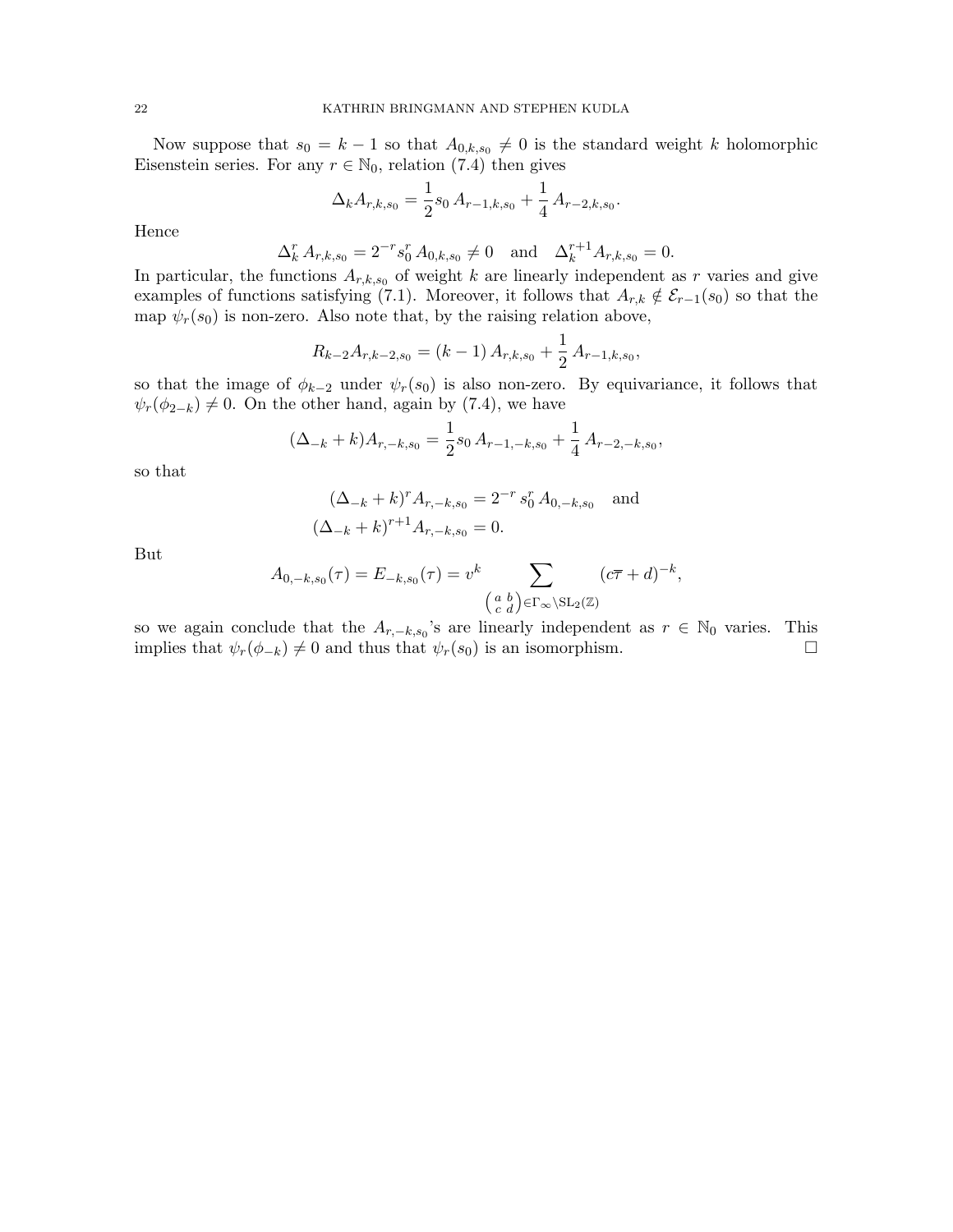Now suppose that $s_0 = k-1$ so that $A_{0,k,s_0} \neq 0$ is the standard weight $k$ holomorphic Eisenstein series. For any $r \in \mathbb{N}_0$, relation (7.4) then gives

$$\Delta_k A_{r,k,s_0} = \frac{1}{2} s_0 \, A_{r-1,k,s_0} + \frac{1}{4} \, A_{r-2,k,s_0}.$$

Hence

$$\Delta_k^r \, A_{r,k,s_0} = 2^{-r} s_0^r \, A_{0,k,s_0} \neq 0 \quad \text{and} \quad \Delta_k^{r+1} A_{r,k,s_0} = 0.$$

In particular, the functions $A_{r,k,s_0}$ of weight $k$ are linearly independent as $r$ varies and give examples of functions satisfying (7.1). Moreover, it follows that $A_{r,k} \notin \mathcal{E}_{r-1}(s_0)$ so that the map $\psi_r(s_0)$ is non-zero. Also note that, by the raising relation above,

$$R_{k-2} A_{r,k-2,s_0} = (k-1) \, A_{r,k,s_0} + \frac{1}{2} \, A_{r-1,k,s_0},$$

so that the image of $\phi_{k-2}$ under $\psi_r(s_0)$ is also non-zero. By equivariance, it follows that $\psi_r(\phi_{2-k}) \neq 0$. On the other hand, again by (7.4), we have

$$(\Delta_{-k} + k) A_{r,-k,s_0} = \frac{1}{2} s_0 \, A_{r-1,-k,s_0} + \frac{1}{4} \, A_{r-2,-k,s_0},$$

so that

$$(\Delta_{-k} + k)^r A_{r,-k,s_0} = 2^{-r} \, s_0^r \, A_{0,-k,s_0} \quad \text{and}$$
$$(\Delta_{-k} + k)^{r+1} A_{r,-k,s_0} = 0.$$

But

$$A_{0,-k,s_0}(\tau) = E_{-k,s_0}(\tau) = v^k \sum_{\left(\begin{smallmatrix} a & b \\ c & d \end{smallmatrix}\right) \in \Gamma_\infty \backslash \mathrm{SL}_2(\mathbb{Z})} (c\overline{\tau} + d)^{-k},$$

so we again conclude that the $A_{r,-k,s_0}$'s are linearly independent as $r \in \mathbb{N}_0$ varies. This implies that $\psi_r(\phi_{-k}) \neq 0$ and thus that $\psi_r(s_0)$ is an isomorphism. $\square$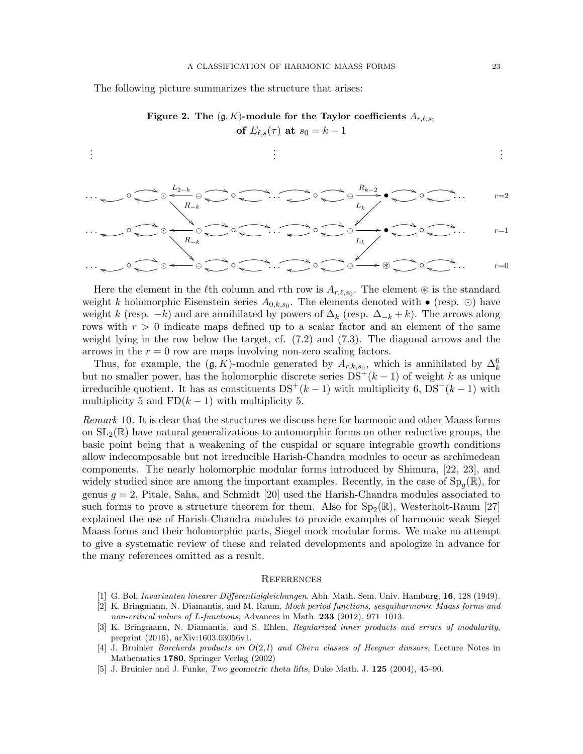The following picture summarizes the structure that arises:

**Figure 2. The $(\mathfrak{g}, K)$-module for the Taylor coefficients $A_{r,\ell,s_0}$ of $E_{\ell,s}(\tau)$ at $s_0 = k-1$**

Here the element in the $\ell$th column and $r$th row is $A_{r,\ell,s_0}$. The element $\circledast$ is the standard weight $k$ holomorphic Eisenstein series $A_{0,k,s_0}$. The elements denoted with $\bullet$ (resp. $\odot$) have weight $k$ (resp. $-k$) and are annihilated by powers of $\Delta_k$ (resp. $\Delta_{-k} + k$). The arrows along rows with $r > 0$ indicate maps defined up to a scalar factor and an element of the same weight lying in the row below the target, cf. (7.2) and (7.3). The diagonal arrows and the arrows in the $r = 0$ row are maps involving non-zero scaling factors.

Thus, for example, the $(\mathfrak{g}, K)$-module generated by $A_{r,k,s_0}$, which is annihilated by $\Delta_k^6$ but no smaller power, has the holomorphic discrete series $\mathrm{DS}^+(k-1)$ of weight $k$ as unique irreducible quotient. It has as constituents $\mathrm{DS}^+(k-1)$ with multiplicity 6, $\mathrm{DS}^-(k-1)$ with multiplicity 5 and $\mathrm{FD}(k-1)$ with multiplicity 5.

*Remark* 10. It is clear that the structures we discuss here for harmonic and other Maass forms on $\mathrm{SL}_2(\mathbb{R})$ have natural generalizations to automorphic forms on other reductive groups, the basic point being that a weakening of the cuspidal or square integrable growth conditions allow indecomposable but not irreducible Harish-Chandra modules to occur as archimedean components. The nearly holomorphic modular forms introduced by Shimura, [22, 23], and widely studied since are among the important examples. Recently, in the case of $\mathrm{Sp}_g(\mathbb{R})$, for genus $g = 2$, Pitale, Saha, and Schmidt [20] used the Harish-Chandra modules associated to such forms to prove a structure theorem for them. Also for $\mathrm{Sp}_2(\mathbb{R})$, Westerholt-Raum [27] explained the use of Harish-Chandra modules to provide examples of harmonic weak Siegel Maass forms and their holomorphic parts, Siegel mock modular forms. We make no attempt to give a systematic review of these and related developments and apologize in advance for the many references omitted as a result.

## References

[1] G. Bol, *Invarianten linearer Differentialgleichungen*. Abh. Math. Sem. Univ. Hamburg, **16**, 128 (1949).

[2] K. Bringmann, N. Diamantis, and M. Raum, *Mock period functions, sesquiharmonic Maass forms and non-critical values of L-functions*, Advances in Math. **233** (2012), 971–1013.

[3] K. Bringmann, N. Diamantis, and S. Ehlen, *Regularized inner products and errors of modularity*, preprint (2016), arXiv:1603.03056v1.

[4] J. Bruinier *Borcherds products on O(2, l) and Chern classes of Heegner divisors*, Lecture Notes in Mathematics **1780**, Springer Verlag (2002)

[5] J. Bruinier and J. Funke, *Two geometric theta lifts*, Duke Math. J. **125** (2004), 45–90.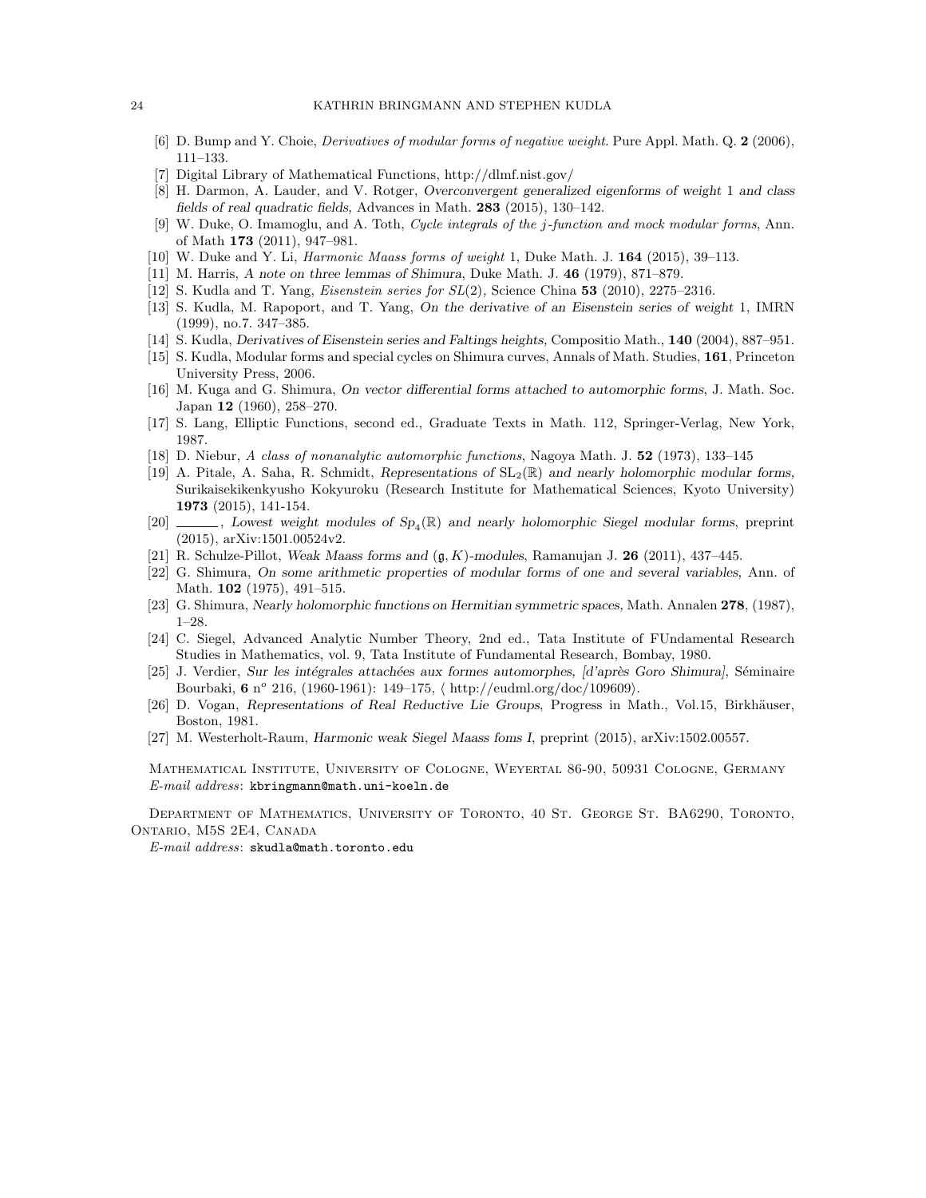[6] D. Bump and Y. Choie, *Derivatives of modular forms of negative weight*. Pure Appl. Math. Q. **2** (2006), 111–133.

[7] Digital Library of Mathematical Functions, http://dlmf.nist.gov/

[8] H. Darmon, A. Lauder, and V. Rotger, *Overconvergent generalized eigenforms of weight* 1 *and class fields of real quadratic fields,* Advances in Math. **283** (2015), 130–142.

[9] W. Duke, O. Imamoglu, and A. Toth, *Cycle integrals of the $j$-function and mock modular forms*, Ann. of Math **173** (2011), 947–981.

[10] W. Duke and Y. Li, *Harmonic Maass forms of weight* 1, Duke Math. J. **164** (2015), 39–113.

[11] M. Harris, *A note on three lemmas of Shimura*, Duke Math. J. **46** (1979), 871–879.

[12] S. Kudla and T. Yang, *Eisenstein series for $SL(2)$,* Science China **53** (2010), 2275–2316.

[13] S. Kudla, M. Rapoport, and T. Yang, *On the derivative of an Eisenstein series of weight* 1, IMRN (1999), no.7. 347–385.

[14] S. Kudla, *Derivatives of Eisenstein series and Faltings heights,* Compositio Math., **140** (2004), 887–951.

[15] S. Kudla, Modular forms and special cycles on Shimura curves, Annals of Math. Studies, **161**, Princeton University Press, 2006.

[16] M. Kuga and G. Shimura, *On vector differential forms attached to automorphic forms*, J. Math. Soc. Japan **12** (1960), 258–270.

[17] S. Lang, Elliptic Functions, second ed., Graduate Texts in Math. 112, Springer-Verlag, New York, 1987.

[18] D. Niebur, *A class of nonanalytic automorphic functions*, Nagoya Math. J. **52** (1973), 133–145

[19] A. Pitale, A. Saha, R. Schmidt, *Representations of $\mathrm{SL}_2(\mathbb{R})$ and nearly holomorphic modular forms,* Surikaisekikenkyusho Kokyuroku (Research Institute for Mathematical Sciences, Kyoto University) **1973** (2015), 141-154.

[20] ———, *Lowest weight modules of $Sp_4(\mathbb{R})$ and nearly holomorphic Siegel modular forms*, preprint (2015), arXiv:1501.00524v2.

[21] R. Schulze-Pillot, *Weak Maass forms and $(\mathfrak{g}, K)$-modules*, Ramanujan J. **26** (2011), 437–445.

[22] G. Shimura, *On some arithmetic properties of modular forms of one and several variables,* Ann. of Math. **102** (1975), 491–515.

[23] G. Shimura, *Nearly holomorphic functions on Hermitian symmetric spaces,* Math. Annalen **278**, (1987), 1–28.

[24] C. Siegel, Advanced Analytic Number Theory, 2nd ed., Tata Institute of FUndamental Research Studies in Mathematics, vol. 9, Tata Institute of Fundamental Research, Bombay, 1980.

[25] J. Verdier, *Sur les intégrales attachées aux formes automorphes, [d'après Goro Shimura]*, Séminaire Bourbaki, **6** n$^o$ 216, (1960-1961): 149–175, ⟨ http://eudml.org/doc/109609⟩.

[26] D. Vogan, *Representations of Real Reductive Lie Groups*, Progress in Math., Vol.15, Birkhäuser, Boston, 1981.

[27] M. Westerholt-Raum, *Harmonic weak Siegel Maass foms I*, preprint (2015), arXiv:1502.00557.

Mathematical Institute, University of Cologne, Weyertal 86-90, 50931 Cologne, Germany
*E-mail address*: kbringmann@math.uni-koeln.de

Department of Mathematics, University of Toronto, 40 St. George St. BA6290, Toronto, Ontario, M5S 2E4, Canada
*E-mail address*: skudla@math.toronto.edu